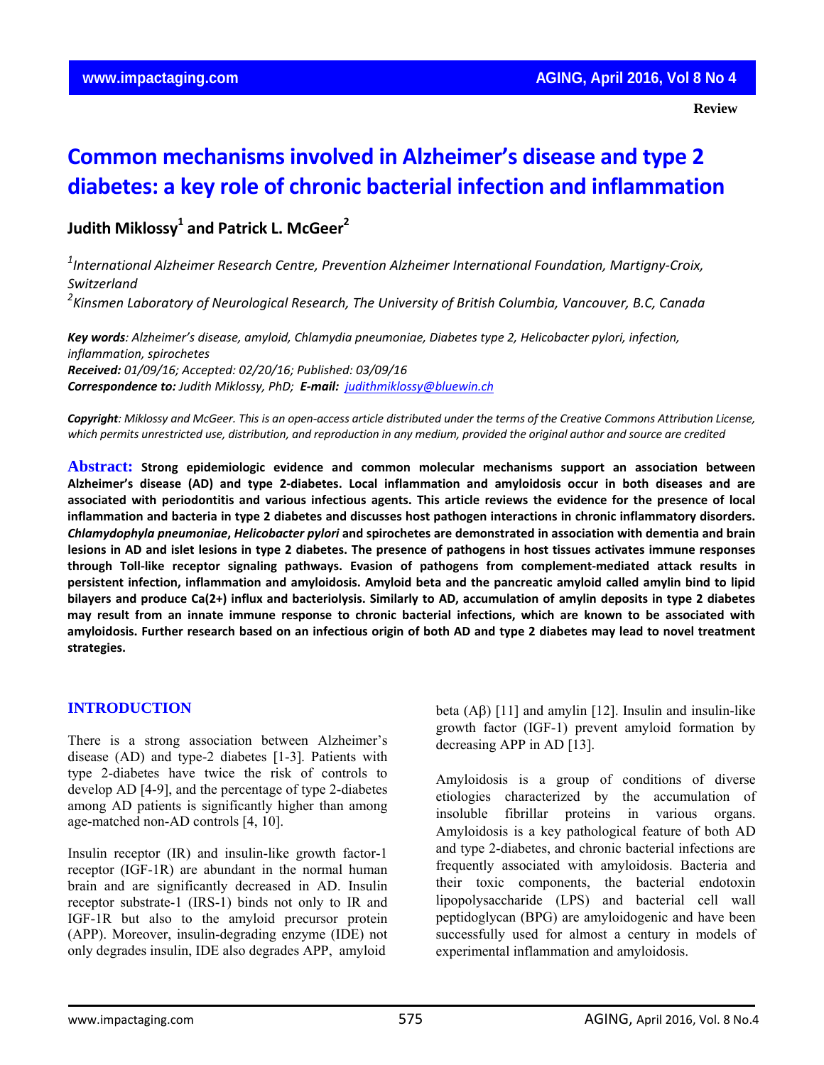Review

# Common mechanisms involved in Alzheimer's disease and type 2 diabetes: a key role of chronic bacterial infection and inflammation

**Judith Miklossy[1] and Patrick L. McGeer[2]**

*[1]International Alzheimer Research Centre, Prevention Alzheimer International Foundation, Martigny-Croix, Switzerland*
*[2]Kinsmen Laboratory of Neurological Research, The University of British Columbia, Vancouver, B.C, Canada*

***Key words**: Alzheimer's disease, amyloid, Chlamydia pneumoniae, Diabetes type 2, Helicobacter pylori, infection, inflammation, spirochetes*
***Received:** 01/09/16; Accepted: 02/20/16; Published: 03/09/16*
***Correspondence to:** Judith Miklossy, PhD; **E-mail:** judithmiklossy@bluewin.ch*

***Copyright**: Miklossy and McGeer. This is an open-access article distributed under the terms of the Creative Commons Attribution License, which permits unrestricted use, distribution, and reproduction in any medium, provided the original author and source are credited*

**Abstract: Strong epidemiologic evidence and common molecular mechanisms support an association between Alzheimer's disease (AD) and type 2-diabetes. Local inflammation and amyloidosis occur in both diseases and are associated with periodontitis and various infectious agents. This article reviews the evidence for the presence of local inflammation and bacteria in type 2 diabetes and discusses host pathogen interactions in chronic inflammatory disorders. *Chlamydophyla pneumoniae*, *Helicobacter pylori* and spirochetes are demonstrated in association with dementia and brain lesions in AD and islet lesions in type 2 diabetes. The presence of pathogens in host tissues activates immune responses through Toll-like receptor signaling pathways. Evasion of pathogens from complement-mediated attack results in persistent infection, inflammation and amyloidosis. Amyloid beta and the pancreatic amyloid called amylin bind to lipid bilayers and produce Ca(2+) influx and bacteriolysis. Similarly to AD, accumulation of amylin deposits in type 2 diabetes may result from an innate immune response to chronic bacterial infections, which are known to be associated with amyloidosis. Further research based on an infectious origin of both AD and type 2 diabetes may lead to novel treatment strategies.**

## INTRODUCTION

There is a strong association between Alzheimer's disease (AD) and type-2 diabetes [1-3]. Patients with type 2-diabetes have twice the risk of controls to develop AD [4-9], and the percentage of type 2-diabetes among AD patients is significantly higher than among age-matched non-AD controls [4, 10].

Insulin receptor (IR) and insulin-like growth factor-1 receptor (IGF-1R) are abundant in the normal human brain and are significantly decreased in AD. Insulin receptor substrate-1 (IRS-1) binds not only to IR and IGF-1R but also to the amyloid precursor protein (APP). Moreover, insulin-degrading enzyme (IDE) not only degrades insulin, IDE also degrades APP, amyloid beta (Aβ) [11] and amylin [12]. Insulin and insulin-like growth factor (IGF-1) prevent amyloid formation by decreasing APP in AD [13].

Amyloidosis is a group of conditions of diverse etiologies characterized by the accumulation of insoluble fibrillar proteins in various organs. Amyloidosis is a key pathological feature of both AD and type 2-diabetes, and chronic bacterial infections are frequently associated with amyloidosis. Bacteria and their toxic components, the bacterial endotoxin lipopolysaccharide (LPS) and bacterial cell wall peptidoglycan (BPG) are amyloidogenic and have been successfully used for almost a century in models of experimental inflammation and amyloidosis.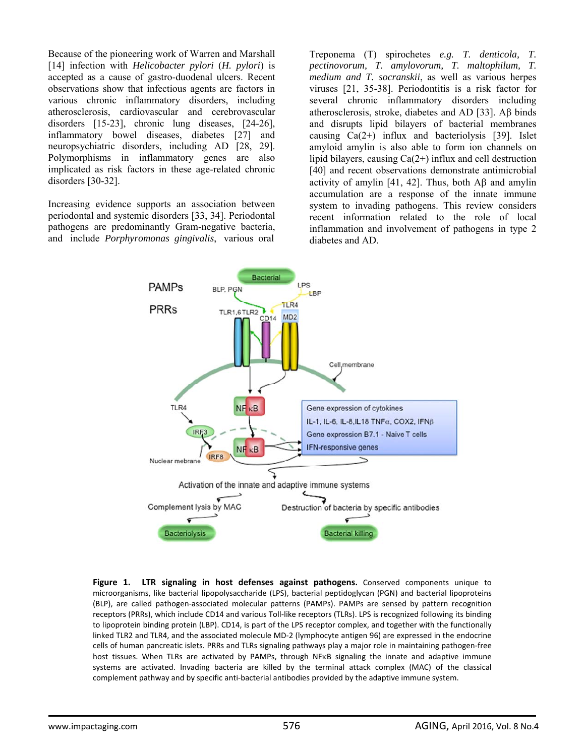Because of the pioneering work of Warren and Marshall [14] infection with *Helicobacter pylori* (*H. pylori*) is accepted as a cause of gastro-duodenal ulcers. Recent observations show that infectious agents are factors in various chronic inflammatory disorders, including atherosclerosis, cardiovascular and cerebrovascular disorders [15-23], chronic lung diseases, [24-26], inflammatory bowel diseases, diabetes [27] and neuropsychiatric disorders, including AD [28, 29]. Polymorphisms in inflammatory genes are also implicated as risk factors in these age-related chronic disorders [30-32].

Increasing evidence supports an association between periodontal and systemic disorders [33, 34]. Periodontal pathogens are predominantly Gram-negative bacteria, and include *Porphyromonas gingivalis*, various oral Treponema (T) spirochetes *e.g. T. denticola, T. pectinovorum, T. amylovorum, T. maltophilum, T. medium and T. socranskii*, as well as various herpes viruses [21, 35-38]. Periodontitis is a risk factor for several chronic inflammatory disorders including atherosclerosis, stroke, diabetes and AD [33]. Aβ binds and disrupts lipid bilayers of bacterial membranes causing $Ca^{2+}$ influx and bacteriolysis [39]. Islet amyloid amylin is also able to form ion channels on lipid bilayers, causing $Ca^{2+}$ influx and cell destruction [40] and recent observations demonstrate antimicrobial activity of amylin [41, 42]. Thus, both Aβ and amylin accumulation are a response of the innate immune system to invading pathogens. This review considers recent information related to the role of local inflammation and involvement of pathogens in type 2 diabetes and AD.

**Figure 1. LTR signaling in host defenses against pathogens.** Conserved components unique to microorganisms, like bacterial lipopolysaccharide (LPS), bacterial peptidoglycan (PGN) and bacterial lipoproteins (BLP), are called pathogen-associated molecular patterns (PAMPs). PAMPs are sensed by pattern recognition receptors (PRRs), which include CD14 and various Toll-like receptors (TLRs). LPS is recognized following its binding to lipoprotein binding protein (LBP). CD14, is part of the LPS receptor complex, and together with the functionally linked TLR2 and TLR4, and the associated molecule MD-2 (lymphocyte antigen 96) are expressed in the endocrine cells of human pancreatic islets. PRRs and TLRs signaling pathways play a major role in maintaining pathogen-free host tissues. When TLRs are activated by PAMPs, through NFκB signaling the innate and adaptive immune systems are activated. Invading bacteria are killed by the terminal attack complex (MAC) of the classical complement pathway and by specific anti-bacterial antibodies provided by the adaptive immune system.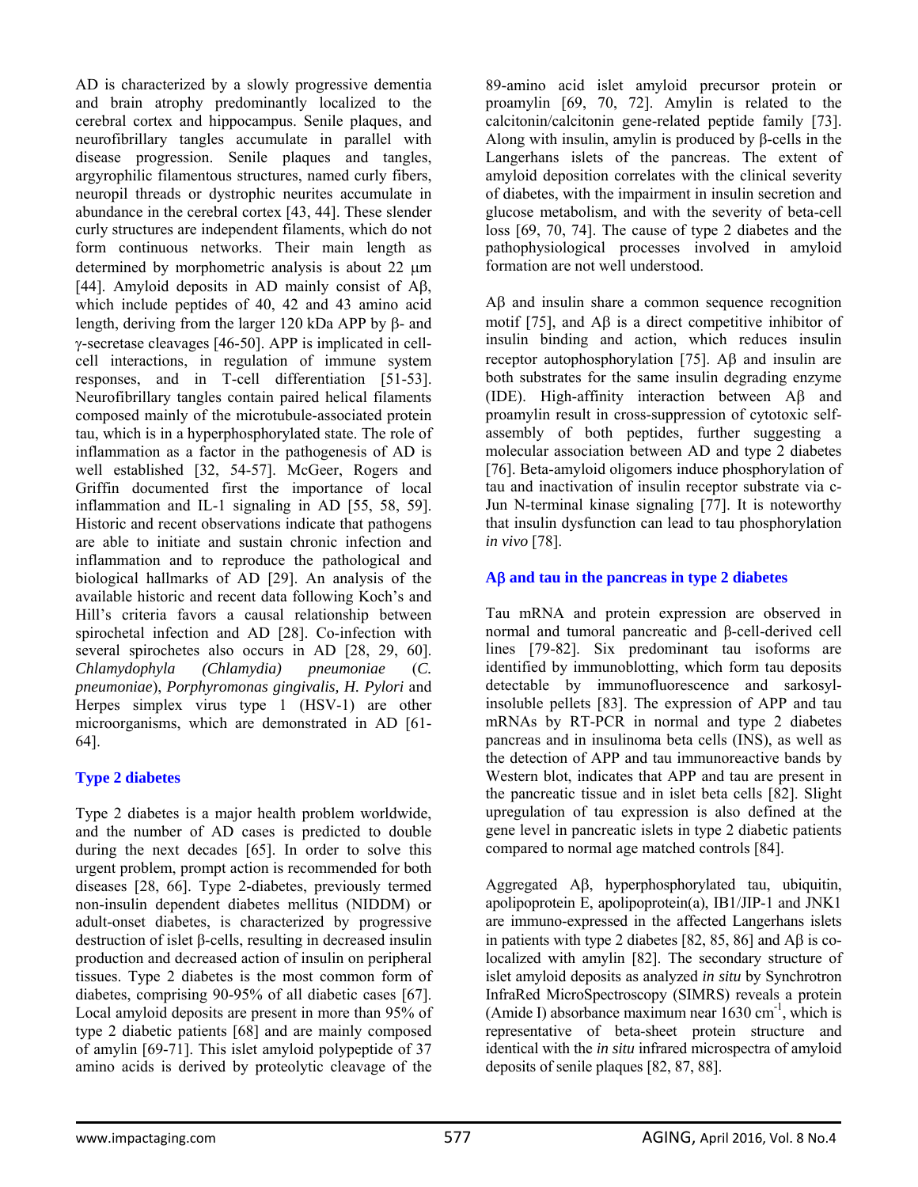AD is characterized by a slowly progressive dementia and brain atrophy predominantly localized to the cerebral cortex and hippocampus. Senile plaques, and neurofibrillary tangles accumulate in parallel with disease progression. Senile plaques and tangles, argyrophilic filamentous structures, named curly fibers, neuropil threads or dystrophic neurites accumulate in abundance in the cerebral cortex [43, 44]. These slender curly structures are independent filaments, which do not form continuous networks. Their main length as determined by morphometric analysis is about 22 μm [44]. Amyloid deposits in AD mainly consist of Aβ, which include peptides of 40, 42 and 43 amino acid length, deriving from the larger 120 kDa APP by β- and γ-secretase cleavages [46-50]. APP is implicated in cell-cell interactions, in regulation of immune system responses, and in T-cell differentiation [51-53]. Neurofibrillary tangles contain paired helical filaments composed mainly of the microtubule-associated protein tau, which is in a hyperphosphorylated state. The role of inflammation as a factor in the pathogenesis of AD is well established [32, 54-57]. McGeer, Rogers and Griffin documented first the importance of local inflammation and IL-1 signaling in AD [55, 58, 59]. Historic and recent observations indicate that pathogens are able to initiate and sustain chronic infection and inflammation and to reproduce the pathological and biological hallmarks of AD [29]. An analysis of the available historic and recent data following Koch's and Hill's criteria favors a causal relationship between spirochetal infection and AD [28]. Co-infection with several spirochetes also occurs in AD [28, 29, 60]. *Chlamydophyla (Chlamydia) pneumoniae* (*C. pneumoniae*), *Porphyromonas gingivalis, H. Pylori* and Herpes simplex virus type 1 (HSV-1) are other microorganisms, which are demonstrated in AD [61-64].

## Type 2 diabetes

Type 2 diabetes is a major health problem worldwide, and the number of AD cases is predicted to double during the next decades [65]. In order to solve this urgent problem, prompt action is recommended for both diseases [28, 66]. Type 2-diabetes, previously termed non-insulin dependent diabetes mellitus (NIDDM) or adult-onset diabetes, is characterized by progressive destruction of islet β-cells, resulting in decreased insulin production and decreased action of insulin on peripheral tissues. Type 2 diabetes is the most common form of diabetes, comprising 90-95% of all diabetic cases [67]. Local amyloid deposits are present in more than 95% of type 2 diabetic patients [68] and are mainly composed of amylin [69-71]. This islet amyloid polypeptide of 37 amino acids is derived by proteolytic cleavage of the 89-amino acid islet amyloid precursor protein or proamylin [69, 70, 72]. Amylin is related to the calcitonin/calcitonin gene-related peptide family [73]. Along with insulin, amylin is produced by β-cells in the Langerhans islets of the pancreas. The extent of amyloid deposition correlates with the clinical severity of diabetes, with the impairment in insulin secretion and glucose metabolism, and with the severity of beta-cell loss [69, 70, 74]. The cause of type 2 diabetes and the pathophysiological processes involved in amyloid formation are not well understood.

Aβ and insulin share a common sequence recognition motif [75], and Aβ is a direct competitive inhibitor of insulin binding and action, which reduces insulin receptor autophosphorylation [75]. Aβ and insulin are both substrates for the same insulin degrading enzyme (IDE). High-affinity interaction between Aβ and proamylin result in cross-suppression of cytotoxic self-assembly of both peptides, further suggesting a molecular association between AD and type 2 diabetes [76]. Beta-amyloid oligomers induce phosphorylation of tau and inactivation of insulin receptor substrate via c-Jun N-terminal kinase signaling [77]. It is noteworthy that insulin dysfunction can lead to tau phosphorylation *in vivo* [78].

## Aβ and tau in the pancreas in type 2 diabetes

Tau mRNA and protein expression are observed in normal and tumoral pancreatic and β-cell-derived cell lines [79-82]. Six predominant tau isoforms are identified by immunoblotting, which form tau deposits detectable by immunofluorescence and sarkosyl-insoluble pellets [83]. The expression of APP and tau mRNAs by RT-PCR in normal and type 2 diabetes pancreas and in insulinoma beta cells (INS), as well as the detection of APP and tau immunoreactive bands by Western blot, indicates that APP and tau are present in the pancreatic tissue and in islet beta cells [82]. Slight upregulation of tau expression is also defined at the gene level in pancreatic islets in type 2 diabetic patients compared to normal age matched controls [84].

Aggregated Aβ, hyperphosphorylated tau, ubiquitin, apolipoprotein E, apolipoprotein(a), IB1/JIP-1 and JNK1 are immuno-expressed in the affected Langerhans islets in patients with type 2 diabetes [82, 85, 86] and Aβ is co-localized with amylin [82]. The secondary structure of islet amyloid deposits as analyzed *in situ* by Synchrotron InfraRed MicroSpectroscopy (SIMRS) reveals a protein (Amide I) absorbance maximum near 1630 $cm^{-1}$, which is representative of beta-sheet protein structure and identical with the *in situ* infrared microspectra of amyloid deposits of senile plaques [82, 87, 88].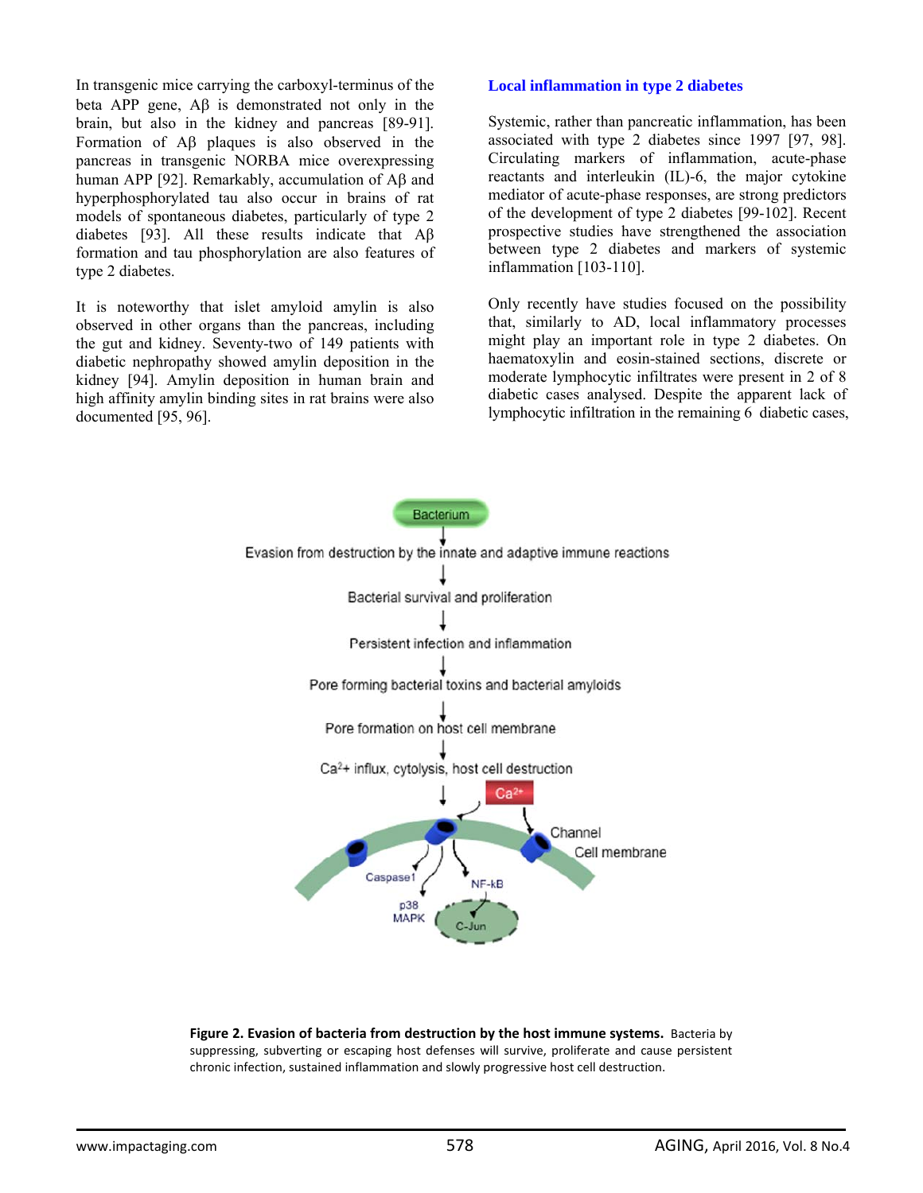In transgenic mice carrying the carboxyl-terminus of the beta APP gene, Aβ is demonstrated not only in the brain, but also in the kidney and pancreas [89-91]. Formation of Aβ plaques is also observed in the pancreas in transgenic NORBA mice overexpressing human APP [92]. Remarkably, accumulation of Aβ and hyperphosphorylated tau also occur in brains of rat models of spontaneous diabetes, particularly of type 2 diabetes [93]. All these results indicate that Aβ formation and tau phosphorylation are also features of type 2 diabetes.

It is noteworthy that islet amyloid amylin is also observed in other organs than the pancreas, including the gut and kidney. Seventy-two of 149 patients with diabetic nephropathy showed amylin deposition in the kidney [94]. Amylin deposition in human brain and high affinity amylin binding sites in rat brains were also documented [95, 96].

## Local inflammation in type 2 diabetes

Systemic, rather than pancreatic inflammation, has been associated with type 2 diabetes since 1997 [97, 98]. Circulating markers of inflammation, acute-phase reactants and interleukin (IL)-6, the major cytokine mediator of acute-phase responses, are strong predictors of the development of type 2 diabetes [99-102]. Recent prospective studies have strengthened the association between type 2 diabetes and markers of systemic inflammation [103-110].

Only recently have studies focused on the possibility that, similarly to AD, local inflammatory processes might play an important role in type 2 diabetes. On haematoxylin and eosin-stained sections, discrete or moderate lymphocytic infiltrates were present in 2 of 8 diabetic cases analysed. Despite the apparent lack of lymphocytic infiltration in the remaining 6 diabetic cases,

**Figure 2. Evasion of bacteria from destruction by the host immune systems.** Bacteria by suppressing, subverting or escaping host defenses will survive, proliferate and cause persistent chronic infection, sustained inflammation and slowly progressive host cell destruction.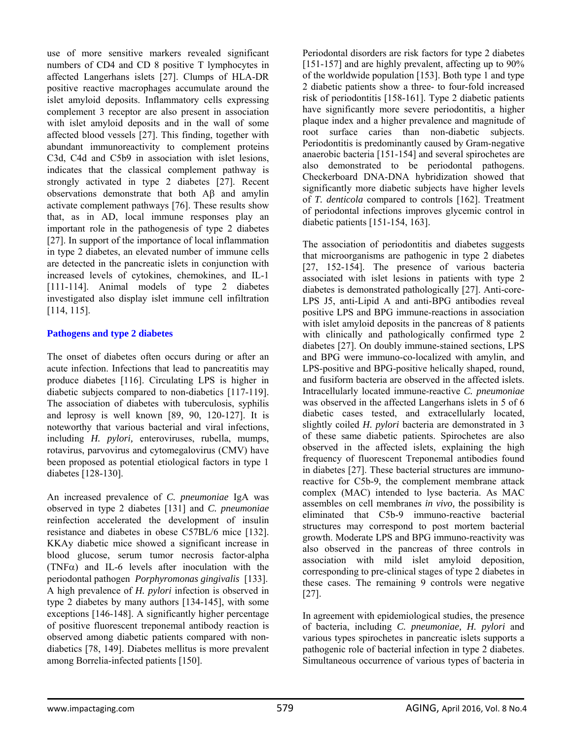use of more sensitive markers revealed significant numbers of CD4 and CD 8 positive T lymphocytes in affected Langerhans islets [27]. Clumps of HLA-DR positive reactive macrophages accumulate around the islet amyloid deposits. Inflammatory cells expressing complement 3 receptor are also present in association with islet amyloid deposits and in the wall of some affected blood vessels [27]. This finding, together with abundant immunoreactivity to complement proteins C3d, C4d and C5b9 in association with islet lesions, indicates that the classical complement pathway is strongly activated in type 2 diabetes [27]. Recent observations demonstrate that both Aβ and amylin activate complement pathways [76]. These results show that, as in AD, local immune responses play an important role in the pathogenesis of type 2 diabetes [27]. In support of the importance of local inflammation in type 2 diabetes, an elevated number of immune cells are detected in the pancreatic islets in conjunction with increased levels of cytokines, chemokines, and IL-1 [111-114]. Animal models of type 2 diabetes investigated also display islet immune cell infiltration [114, 115].

## Pathogens and type 2 diabetes

The onset of diabetes often occurs during or after an acute infection. Infections that lead to pancreatitis may produce diabetes [116]. Circulating LPS is higher in diabetic subjects compared to non-diabetics [117-119]. The association of diabetes with tuberculosis, syphilis and leprosy is well known [89, 90, 120-127]. It is noteworthy that various bacterial and viral infections, including *H. pylori,* enteroviruses, rubella, mumps, rotavirus, parvovirus and cytomegalovirus (CMV) have been proposed as potential etiological factors in type 1 diabetes [128-130].

An increased prevalence of *C. pneumoniae* IgA was observed in type 2 diabetes [131] and *C. pneumoniae* reinfection accelerated the development of insulin resistance and diabetes in obese C57BL/6 mice [132]. KKAy diabetic mice showed a significant increase in blood glucose, serum tumor necrosis factor-alpha (TNFα) and IL-6 levels after inoculation with the periodontal pathogen *Porphyromonas gingivalis* [133]. A high prevalence of *H. pylori* infection is observed in type 2 diabetes by many authors [134-145], with some exceptions [146-148]. A significantly higher percentage of positive fluorescent treponemal antibody reaction is observed among diabetic patients compared with non-diabetics [78, 149]. Diabetes mellitus is more prevalent among Borrelia-infected patients [150].

Periodontal disorders are risk factors for type 2 diabetes [151-157] and are highly prevalent, affecting up to 90% of the worldwide population [153]. Both type 1 and type 2 diabetic patients show a three- to four-fold increased risk of periodontitis [158-161]. Type 2 diabetic patients have significantly more severe periodontitis, a higher plaque index and a higher prevalence and magnitude of root surface caries than non-diabetic subjects. Periodontitis is predominantly caused by Gram-negative anaerobic bacteria [151-154] and several spirochetes are also demonstrated to be periodontal pathogens. Checkerboard DNA-DNA hybridization showed that significantly more diabetic subjects have higher levels of *T. denticola* compared to controls [162]. Treatment of periodontal infections improves glycemic control in diabetic patients [151-154, 163].

The association of periodontitis and diabetes suggests that microorganisms are pathogenic in type 2 diabetes [27, 152-154]. The presence of various bacteria associated with islet lesions in patients with type 2 diabetes is demonstrated pathologically [27]. Anti-core-LPS J5, anti-Lipid A and anti-BPG antibodies reveal positive LPS and BPG immune-reactions in association with islet amyloid deposits in the pancreas of 8 patients with clinically and pathologically confirmed type 2 diabetes [27]. On doubly immune-stained sections, LPS and BPG were immuno-co-localized with amylin, and LPS-positive and BPG-positive helically shaped, round, and fusiform bacteria are observed in the affected islets. Intracellularly located immune-reactive *C. pneumoniae* was observed in the affected Langerhans islets in 5 of 6 diabetic cases tested, and extracellularly located, slightly coiled *H. pylori* bacteria are demonstrated in 3 of these same diabetic patients. Spirochetes are also observed in the affected islets, explaining the high frequency of fluorescent Treponemal antibodies found in diabetes [27]. These bacterial structures are immuno-reactive for C5b-9, the complement membrane attack complex (MAC) intended to lyse bacteria. As MAC assembles on cell membranes *in vivo,* the possibility is eliminated that C5b-9 immuno-reactive bacterial structures may correspond to post mortem bacterial growth. Moderate LPS and BPG immuno-reactivity was also observed in the pancreas of three controls in association with mild islet amyloid deposition, corresponding to pre-clinical stages of type 2 diabetes in these cases. The remaining 9 controls were negative [27].

In agreement with epidemiological studies, the presence of bacteria, including *C. pneumoniae, H. pylori* and various types spirochetes in pancreatic islets supports a pathogenic role of bacterial infection in type 2 diabetes. Simultaneous occurrence of various types of bacteria in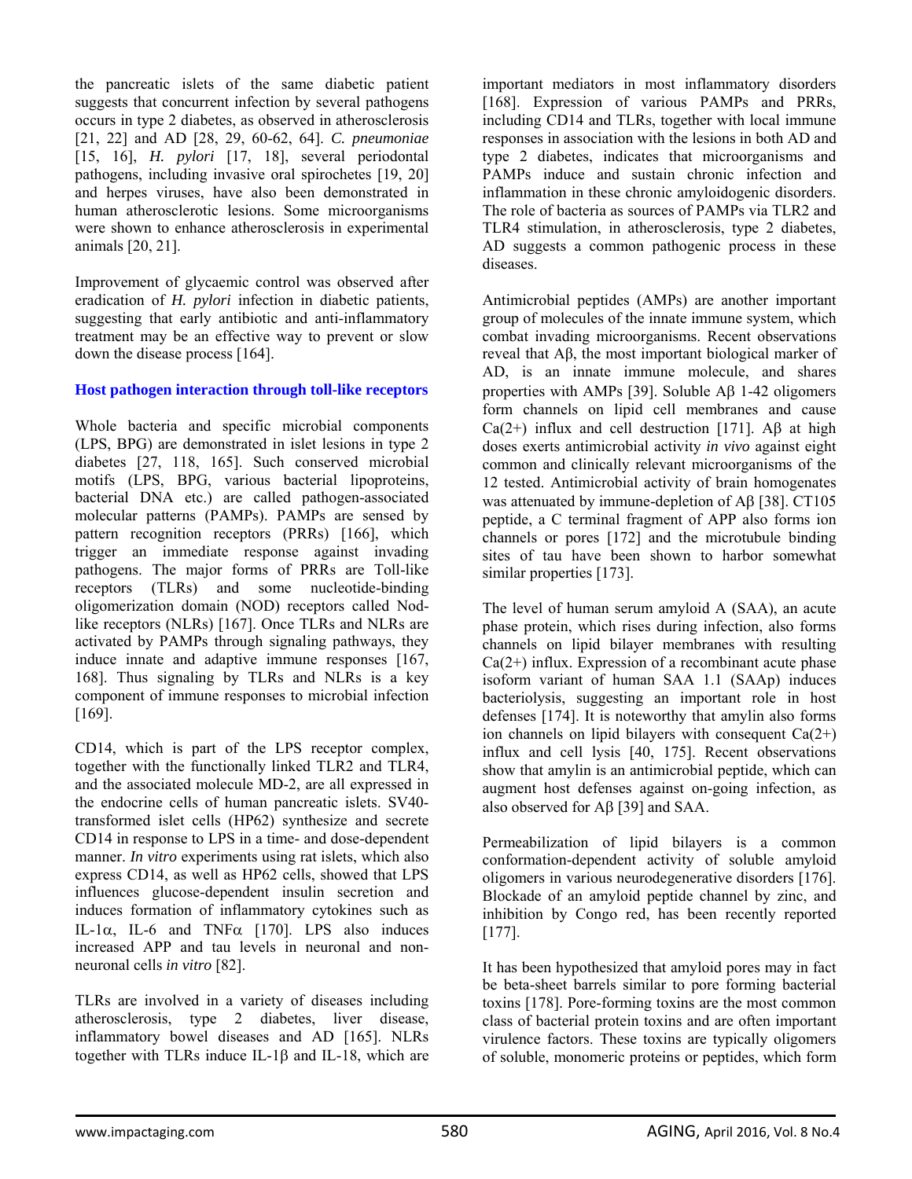the pancreatic islets of the same diabetic patient suggests that concurrent infection by several pathogens occurs in type 2 diabetes, as observed in atherosclerosis [21, 22] and AD [28, 29, 60-62, 64]. *C. pneumoniae* [15, 16], *H. pylori* [17, 18], several periodontal pathogens, including invasive oral spirochetes [19, 20] and herpes viruses, have also been demonstrated in human atherosclerotic lesions. Some microorganisms were shown to enhance atherosclerosis in experimental animals [20, 21].

Improvement of glycaemic control was observed after eradication of *H. pylori* infection in diabetic patients, suggesting that early antibiotic and anti-inflammatory treatment may be an effective way to prevent or slow down the disease process [164].

## Host pathogen interaction through toll-like receptors

Whole bacteria and specific microbial components (LPS, BPG) are demonstrated in islet lesions in type 2 diabetes [27, 118, 165]. Such conserved microbial motifs (LPS, BPG, various bacterial lipoproteins, bacterial DNA etc.) are called pathogen-associated molecular patterns (PAMPs). PAMPs are sensed by pattern recognition receptors (PRRs) [166], which trigger an immediate response against invading pathogens. The major forms of PRRs are Toll-like receptors (TLRs) and some nucleotide-binding oligomerization domain (NOD) receptors called Nod-like receptors (NLRs) [167]. Once TLRs and NLRs are activated by PAMPs through signaling pathways, they induce innate and adaptive immune responses [167, 168]. Thus signaling by TLRs and NLRs is a key component of immune responses to microbial infection [169].

CD14, which is part of the LPS receptor complex, together with the functionally linked TLR2 and TLR4, and the associated molecule MD-2, are all expressed in the endocrine cells of human pancreatic islets. SV40-transformed islet cells (HP62) synthesize and secrete CD14 in response to LPS in a time- and dose-dependent manner. *In vitro* experiments using rat islets, which also express CD14, as well as HP62 cells, showed that LPS influences glucose-dependent insulin secretion and induces formation of inflammatory cytokines such as IL-1α, IL-6 and TNFα [170]. LPS also induces increased APP and tau levels in neuronal and non-neuronal cells *in vitro* [82].

TLRs are involved in a variety of diseases including atherosclerosis, type 2 diabetes, liver disease, inflammatory bowel diseases and AD [165]. NLRs together with TLRs induce IL-1β and IL-18, which are important mediators in most inflammatory disorders [168]. Expression of various PAMPs and PRRs, including CD14 and TLRs, together with local immune responses in association with the lesions in both AD and type 2 diabetes, indicates that microorganisms and PAMPs induce and sustain chronic infection and inflammation in these chronic amyloidogenic disorders. The role of bacteria as sources of PAMPs via TLR2 and TLR4 stimulation, in atherosclerosis, type 2 diabetes, AD suggests a common pathogenic process in these diseases.

Antimicrobial peptides (AMPs) are another important group of molecules of the innate immune system, which combat invading microorganisms. Recent observations reveal that Aβ, the most important biological marker of AD, is an innate immune molecule, and shares properties with AMPs [39]. Soluble Aβ 1-42 oligomers form channels on lipid cell membranes and cause Ca(2+) influx and cell destruction [171]. Aβ at high doses exerts antimicrobial activity *in vivo* against eight common and clinically relevant microorganisms of the 12 tested. Antimicrobial activity of brain homogenates was attenuated by immune-depletion of Aβ [38]. CT105 peptide, a C terminal fragment of APP also forms ion channels or pores [172] and the microtubule binding sites of tau have been shown to harbor somewhat similar properties [173].

The level of human serum amyloid A (SAA), an acute phase protein, which rises during infection, also forms channels on lipid bilayer membranes with resulting Ca(2+) influx. Expression of a recombinant acute phase isoform variant of human SAA 1.1 (SAAp) induces bacteriolysis, suggesting an important role in host defenses [174]. It is noteworthy that amylin also forms ion channels on lipid bilayers with consequent Ca(2+) influx and cell lysis [40, 175]. Recent observations show that amylin is an antimicrobial peptide, which can augment host defenses against on-going infection, as also observed for Aβ [39] and SAA.

Permeabilization of lipid bilayers is a common conformation-dependent activity of soluble amyloid oligomers in various neurodegenerative disorders [176]. Blockade of an amyloid peptide channel by zinc, and inhibition by Congo red, has been recently reported [177].

It has been hypothesized that amyloid pores may in fact be beta-sheet barrels similar to pore forming bacterial toxins [178]. Pore-forming toxins are the most common class of bacterial protein toxins and are often important virulence factors. These toxins are typically oligomers of soluble, monomeric proteins or peptides, which form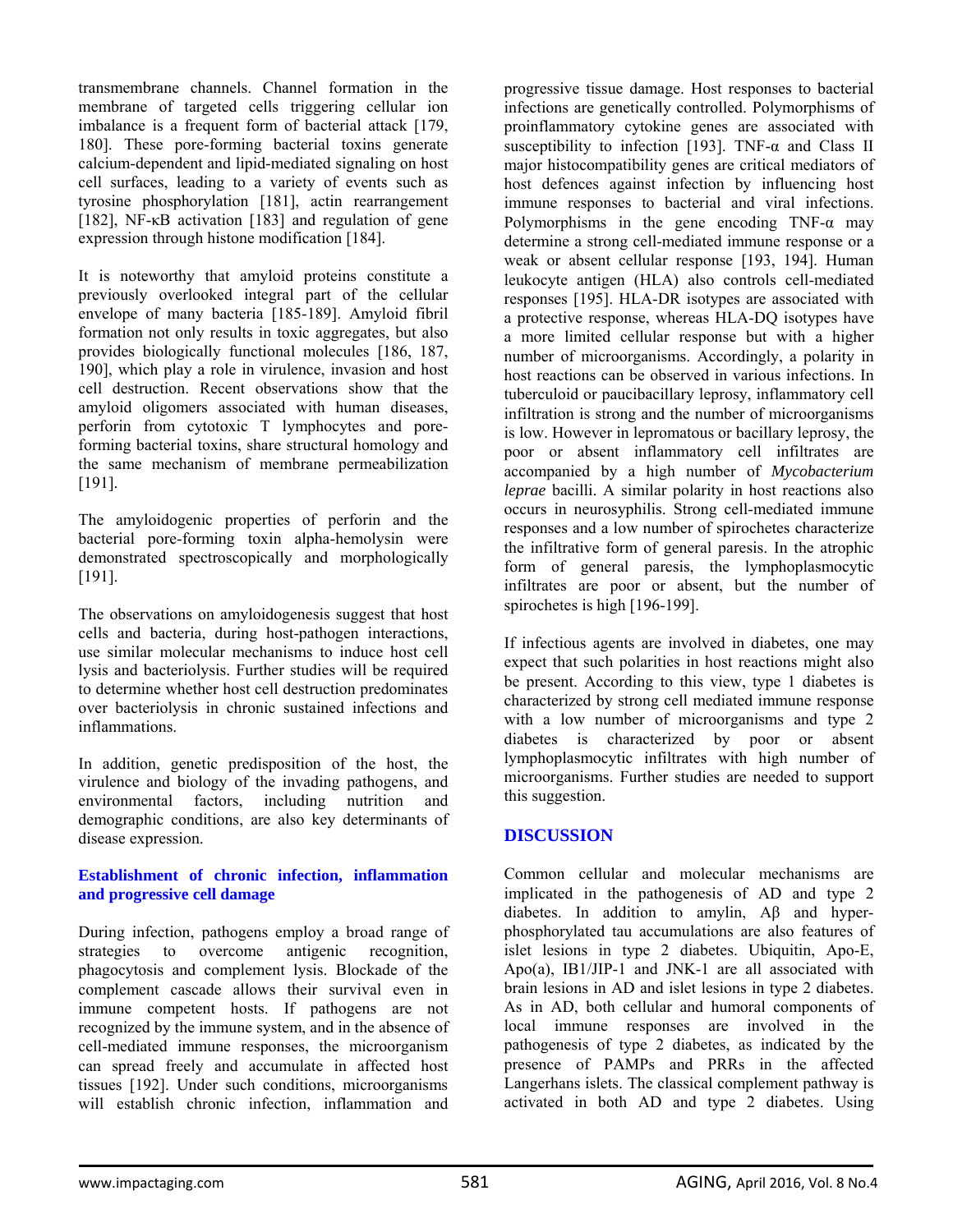transmembrane channels. Channel formation in the membrane of targeted cells triggering cellular ion imbalance is a frequent form of bacterial attack [179, 180]. These pore-forming bacterial toxins generate calcium-dependent and lipid-mediated signaling on host cell surfaces, leading to a variety of events such as tyrosine phosphorylation [181], actin rearrangement [182], NF-κB activation [183] and regulation of gene expression through histone modification [184].

It is noteworthy that amyloid proteins constitute a previously overlooked integral part of the cellular envelope of many bacteria [185-189]. Amyloid fibril formation not only results in toxic aggregates, but also provides biologically functional molecules [186, 187, 190], which play a role in virulence, invasion and host cell destruction. Recent observations show that the amyloid oligomers associated with human diseases, perforin from cytotoxic T lymphocytes and pore-forming bacterial toxins, share structural homology and the same mechanism of membrane permeabilization [191].

The amyloidogenic properties of perforin and the bacterial pore-forming toxin alpha-hemolysin were demonstrated spectroscopically and morphologically [191].

The observations on amyloidogenesis suggest that host cells and bacteria, during host-pathogen interactions, use similar molecular mechanisms to induce host cell lysis and bacteriolysis. Further studies will be required to determine whether host cell destruction predominates over bacteriolysis in chronic sustained infections and inflammations.

In addition, genetic predisposition of the host, the virulence and biology of the invading pathogens, and environmental factors, including nutrition and demographic conditions, are also key determinants of disease expression.

### Establishment of chronic infection, inflammation and progressive cell damage

During infection, pathogens employ a broad range of strategies to overcome antigenic recognition, phagocytosis and complement lysis. Blockade of the complement cascade allows their survival even in immune competent hosts. If pathogens are not recognized by the immune system, and in the absence of cell-mediated immune responses, the microorganism can spread freely and accumulate in affected host tissues [192]. Under such conditions, microorganisms will establish chronic infection, inflammation and progressive tissue damage. Host responses to bacterial infections are genetically controlled. Polymorphisms of proinflammatory cytokine genes are associated with susceptibility to infection [193]. TNF-α and Class II major histocompatibility genes are critical mediators of host defences against infection by influencing host immune responses to bacterial and viral infections. Polymorphisms in the gene encoding TNF-α may determine a strong cell-mediated immune response or a weak or absent cellular response [193, 194]. Human leukocyte antigen (HLA) also controls cell-mediated responses [195]. HLA-DR isotypes are associated with a protective response, whereas HLA-DQ isotypes have a more limited cellular response but with a higher number of microorganisms. Accordingly, a polarity in host reactions can be observed in various infections. In tuberculoid or paucibacillary leprosy, inflammatory cell infiltration is strong and the number of microorganisms is low. However in lepromatous or bacillary leprosy, the poor or absent inflammatory cell infiltrates are accompanied by a high number of *Mycobacterium leprae* bacilli. A similar polarity in host reactions also occurs in neurosyphilis. Strong cell-mediated immune responses and a low number of spirochetes characterize the infiltrative form of general paresis. In the atrophic form of general paresis, the lymphoplasmocytic infiltrates are poor or absent, but the number of spirochetes is high [196-199].

If infectious agents are involved in diabetes, one may expect that such polarities in host reactions might also be present. According to this view, type 1 diabetes is characterized by strong cell mediated immune response with a low number of microorganisms and type 2 diabetes is characterized by poor or absent lymphoplasmocytic infiltrates with high number of microorganisms. Further studies are needed to support this suggestion.

## DISCUSSION

Common cellular and molecular mechanisms are implicated in the pathogenesis of AD and type 2 diabetes. In addition to amylin, Aβ and hyper-phosphorylated tau accumulations are also features of islet lesions in type 2 diabetes. Ubiquitin, Apo-E, Apo(a), IB1/JIP-1 and JNK-1 are all associated with brain lesions in AD and islet lesions in type 2 diabetes. As in AD, both cellular and humoral components of local immune responses are involved in the pathogenesis of type 2 diabetes, as indicated by the presence of PAMPs and PRRs in the affected Langerhans islets. The classical complement pathway is activated in both AD and type 2 diabetes. Using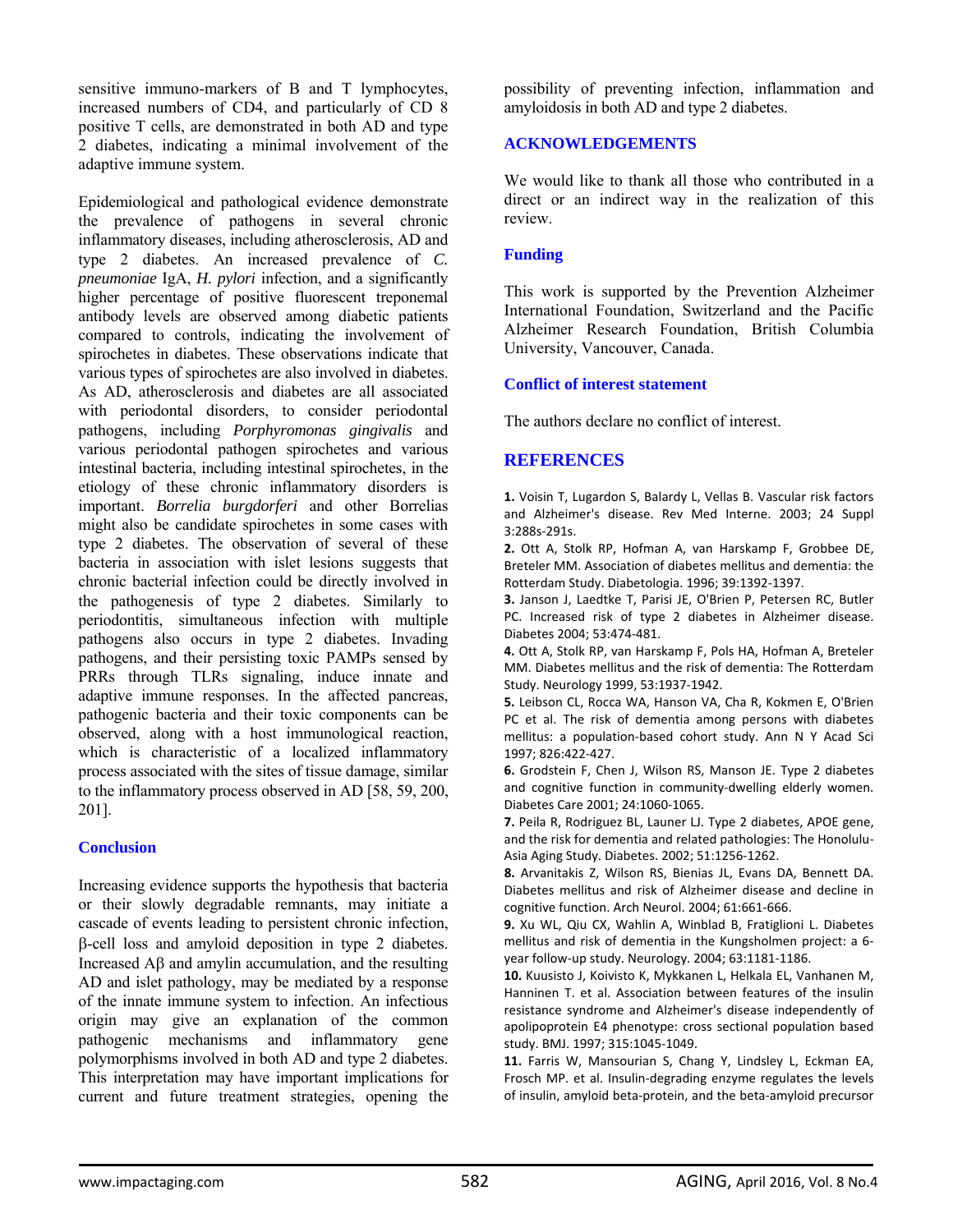sensitive immuno-markers of B and T lymphocytes, increased numbers of CD4, and particularly of CD 8 positive T cells, are demonstrated in both AD and type 2 diabetes, indicating a minimal involvement of the adaptive immune system.

Epidemiological and pathological evidence demonstrate the prevalence of pathogens in several chronic inflammatory diseases, including atherosclerosis, AD and type 2 diabetes. An increased prevalence of *C. pneumoniae* IgA, *H. pylori* infection, and a significantly higher percentage of positive fluorescent treponemal antibody levels are observed among diabetic patients compared to controls, indicating the involvement of spirochetes in diabetes. These observations indicate that various types of spirochetes are also involved in diabetes. As AD, atherosclerosis and diabetes are all associated with periodontal disorders, to consider periodontal pathogens, including *Porphyromonas gingivalis* and various periodontal pathogen spirochetes and various intestinal bacteria, including intestinal spirochetes, in the etiology of these chronic inflammatory disorders is important. *Borrelia burgdorferi* and other Borrelias might also be candidate spirochetes in some cases with type 2 diabetes. The observation of several of these bacteria in association with islet lesions suggests that chronic bacterial infection could be directly involved in the pathogenesis of type 2 diabetes. Similarly to periodontitis, simultaneous infection with multiple pathogens also occurs in type 2 diabetes. Invading pathogens, and their persisting toxic PAMPs sensed by PRRs through TLRs signaling, induce innate and adaptive immune responses. In the affected pancreas, pathogenic bacteria and their toxic components can be observed, along with a host immunological reaction, which is characteristic of a localized inflammatory process associated with the sites of tissue damage, similar to the inflammatory process observed in AD [58, 59, 200, 201].

## Conclusion

Increasing evidence supports the hypothesis that bacteria or their slowly degradable remnants, may initiate a cascade of events leading to persistent chronic infection, β-cell loss and amyloid deposition in type 2 diabetes. Increased Aβ and amylin accumulation, and the resulting AD and islet pathology, may be mediated by a response of the innate immune system to infection. An infectious origin may give an explanation of the common pathogenic mechanisms and inflammatory gene polymorphisms involved in both AD and type 2 diabetes. This interpretation may have important implications for current and future treatment strategies, opening the possibility of preventing infection, inflammation and amyloidosis in both AD and type 2 diabetes.

## ACKNOWLEDGEMENTS

We would like to thank all those who contributed in a direct or an indirect way in the realization of this review.

## Funding

This work is supported by the Prevention Alzheimer International Foundation, Switzerland and the Pacific Alzheimer Research Foundation, British Columbia University, Vancouver, Canada.

## Conflict of interest statement

The authors declare no conflict of interest.

## REFERENCES

**1.** Voisin T, Lugardon S, Balardy L, Vellas B. Vascular risk factors and Alzheimer's disease. Rev Med Interne. 2003; 24 Suppl 3:288s-291s.

**2.** Ott A, Stolk RP, Hofman A, van Harskamp F, Grobbee DE, Breteler MM. Association of diabetes mellitus and dementia: the Rotterdam Study. Diabetologia. 1996; 39:1392-1397.

**3.** Janson J, Laedtke T, Parisi JE, O'Brien P, Petersen RC, Butler PC. Increased risk of type 2 diabetes in Alzheimer disease. Diabetes 2004; 53:474-481.

**4.** Ott A, Stolk RP, van Harskamp F, Pols HA, Hofman A, Breteler MM. Diabetes mellitus and the risk of dementia: The Rotterdam Study. Neurology 1999, 53:1937-1942.

**5.** Leibson CL, Rocca WA, Hanson VA, Cha R, Kokmen E, O'Brien PC et al. The risk of dementia among persons with diabetes mellitus: a population-based cohort study. Ann N Y Acad Sci 1997; 826:422-427.

**6.** Grodstein F, Chen J, Wilson RS, Manson JE. Type 2 diabetes and cognitive function in community-dwelling elderly women. Diabetes Care 2001; 24:1060-1065.

**7.** Peila R, Rodriguez BL, Launer LJ. Type 2 diabetes, APOE gene, and the risk for dementia and related pathologies: The Honolulu-Asia Aging Study. Diabetes. 2002; 51:1256-1262.

**8.** Arvanitakis Z, Wilson RS, Bienias JL, Evans DA, Bennett DA. Diabetes mellitus and risk of Alzheimer disease and decline in cognitive function. Arch Neurol. 2004; 61:661-666.

**9.** Xu WL, Qiu CX, Wahlin A, Winblad B, Fratiglioni L. Diabetes mellitus and risk of dementia in the Kungsholmen project: a 6-year follow-up study. Neurology. 2004; 63:1181-1186.

**10.** Kuusisto J, Koivisto K, Mykkanen L, Helkala EL, Vanhanen M, Hanninen T. et al. Association between features of the insulin resistance syndrome and Alzheimer's disease independently of apolipoprotein E4 phenotype: cross sectional population based study. BMJ. 1997; 315:1045-1049.

**11.** Farris W, Mansourian S, Chang Y, Lindsley L, Eckman EA, Frosch MP. et al. Insulin-degrading enzyme regulates the levels of insulin, amyloid beta-protein, and the beta-amyloid precursor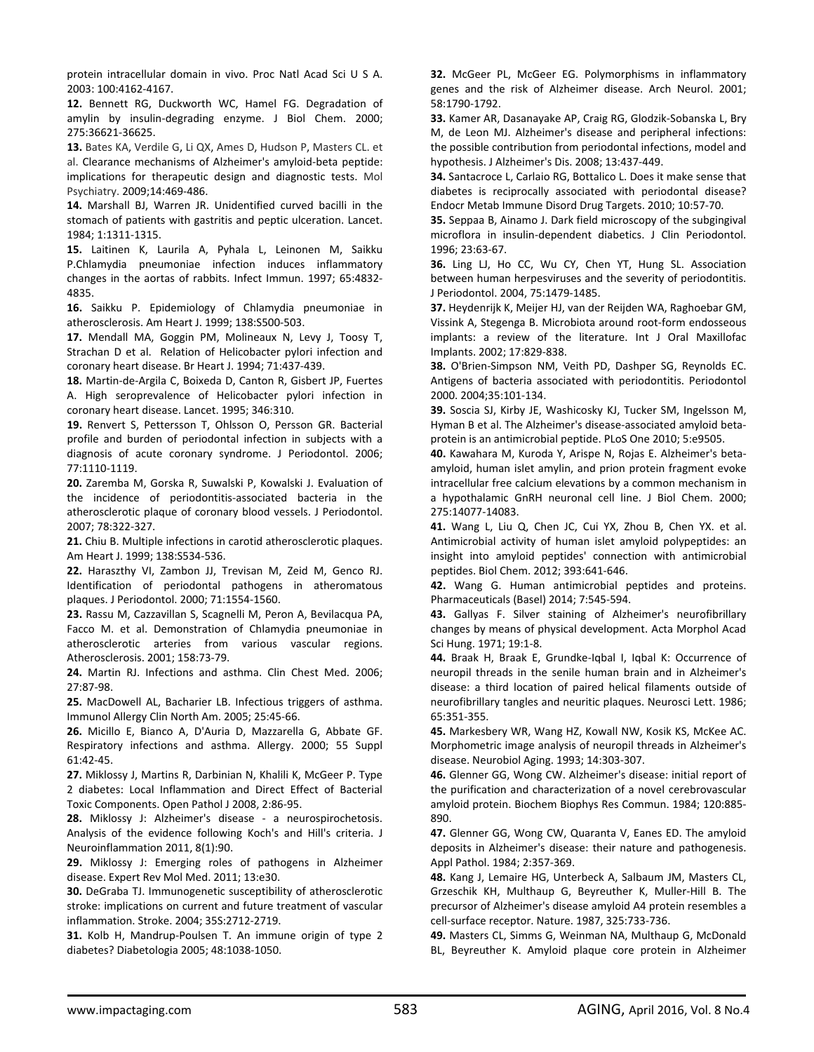protein intracellular domain in vivo. Proc Natl Acad Sci U S A. 2003: 100:4162-4167.

**12.** Bennett RG, Duckworth WC, Hamel FG. Degradation of amylin by insulin-degrading enzyme. J Biol Chem. 2000; 275:36621-36625.

**13.** Bates KA, Verdile G, Li QX, Ames D, Hudson P, Masters CL. et al. Clearance mechanisms of Alzheimer's amyloid-beta peptide: implications for therapeutic design and diagnostic tests. Mol Psychiatry. 2009;14:469-486.

**14.** Marshall BJ, Warren JR. Unidentified curved bacilli in the stomach of patients with gastritis and peptic ulceration. Lancet. 1984; 1:1311-1315.

**15.** Laitinen K, Laurila A, Pyhala L, Leinonen M, Saikku P.Chlamydia pneumoniae infection induces inflammatory changes in the aortas of rabbits. Infect Immun. 1997; 65:4832-4835.

**16.** Saikku P. Epidemiology of Chlamydia pneumoniae in atherosclerosis. Am Heart J. 1999; 138:S500-503.

**17.** Mendall MA, Goggin PM, Molineaux N, Levy J, Toosy T, Strachan D et al. Relation of Helicobacter pylori infection and coronary heart disease. Br Heart J. 1994; 71:437-439.

**18.** Martin-de-Argila C, Boixeda D, Canton R, Gisbert JP, Fuertes A. High seroprevalence of Helicobacter pylori infection in coronary heart disease. Lancet. 1995; 346:310.

**19.** Renvert S, Pettersson T, Ohlsson O, Persson GR. Bacterial profile and burden of periodontal infection in subjects with a diagnosis of acute coronary syndrome. J Periodontol. 2006; 77:1110-1119.

**20.** Zaremba M, Gorska R, Suwalski P, Kowalski J. Evaluation of the incidence of periodontitis-associated bacteria in the atherosclerotic plaque of coronary blood vessels. J Periodontol. 2007; 78:322-327.

**21.** Chiu B. Multiple infections in carotid atherosclerotic plaques. Am Heart J. 1999; 138:S534-536.

**22.** Haraszthy VI, Zambon JJ, Trevisan M, Zeid M, Genco RJ. Identification of periodontal pathogens in atheromatous plaques. J Periodontol. 2000; 71:1554-1560.

**23.** Rassu M, Cazzavillan S, Scagnelli M, Peron A, Bevilacqua PA, Facco M. et al. Demonstration of Chlamydia pneumoniae in atherosclerotic arteries from various vascular regions. Atherosclerosis. 2001; 158:73-79.

**24.** Martin RJ. Infections and asthma. Clin Chest Med. 2006; 27:87-98.

**25.** MacDowell AL, Bacharier LB. Infectious triggers of asthma. Immunol Allergy Clin North Am. 2005; 25:45-66.

**26.** Micillo E, Bianco A, D'Auria D, Mazzarella G, Abbate GF. Respiratory infections and asthma. Allergy. 2000; 55 Suppl 61:42-45.

**27.** Miklossy J, Martins R, Darbinian N, Khalili K, McGeer P. Type 2 diabetes: Local Inflammation and Direct Effect of Bacterial Toxic Components. Open Pathol J 2008, 2:86-95.

**28.** Miklossy J: Alzheimer's disease - a neurospirochetosis. Analysis of the evidence following Koch's and Hill's criteria. J Neuroinflammation 2011, 8(1):90.

**29.** Miklossy J: Emerging roles of pathogens in Alzheimer disease. Expert Rev Mol Med. 2011; 13:e30.

**30.** DeGraba TJ. Immunogenetic susceptibility of atherosclerotic stroke: implications on current and future treatment of vascular inflammation. Stroke. 2004; 35S:2712-2719.

**31.** Kolb H, Mandrup-Poulsen T. An immune origin of type 2 diabetes? Diabetologia 2005; 48:1038-1050.

**32.** McGeer PL, McGeer EG. Polymorphisms in inflammatory genes and the risk of Alzheimer disease. Arch Neurol. 2001; 58:1790-1792.

**33.** Kamer AR, Dasanayake AP, Craig RG, Glodzik-Sobanska L, Bry M, de Leon MJ. Alzheimer's disease and peripheral infections: the possible contribution from periodontal infections, model and hypothesis. J Alzheimer's Dis. 2008; 13:437-449.

**34.** Santacroce L, Carlaio RG, Bottalico L. Does it make sense that diabetes is reciprocally associated with periodontal disease? Endocr Metab Immune Disord Drug Targets. 2010; 10:57-70.

**35.** Seppaa B, Ainamo J. Dark field microscopy of the subgingival microflora in insulin-dependent diabetics. J Clin Periodontol. 1996; 23:63-67.

**36.** Ling LJ, Ho CC, Wu CY, Chen YT, Hung SL. Association between human herpesviruses and the severity of periodontitis. J Periodontol. 2004, 75:1479-1485.

**37.** Heydenrijk K, Meijer HJ, van der Reijden WA, Raghoebar GM, Vissink A, Stegenga B. Microbiota around root-form endosseous implants: a review of the literature. Int J Oral Maxillofac Implants. 2002; 17:829-838.

**38.** O'Brien-Simpson NM, Veith PD, Dashper SG, Reynolds EC. Antigens of bacteria associated with periodontitis. Periodontol 2000. 2004;35:101-134.

**39.** Soscia SJ, Kirby JE, Washicosky KJ, Tucker SM, Ingelsson M, Hyman B et al. The Alzheimer's disease-associated amyloid beta-protein is an antimicrobial peptide. PLoS One 2010; 5:e9505.

**40.** Kawahara M, Kuroda Y, Arispe N, Rojas E. Alzheimer's beta-amyloid, human islet amylin, and prion protein fragment evoke intracellular free calcium elevations by a common mechanism in a hypothalamic GnRH neuronal cell line. J Biol Chem. 2000; 275:14077-14083.

**41.** Wang L, Liu Q, Chen JC, Cui YX, Zhou B, Chen YX. et al. Antimicrobial activity of human islet amyloid polypeptides: an insight into amyloid peptides' connection with antimicrobial peptides. Biol Chem. 2012; 393:641-646.

**42.** Wang G. Human antimicrobial peptides and proteins. Pharmaceuticals (Basel) 2014; 7:545-594.

**43.** Gallyas F. Silver staining of Alzheimer's neurofibrillary changes by means of physical development. Acta Morphol Acad Sci Hung. 1971; 19:1-8.

**44.** Braak H, Braak E, Grundke-Iqbal I, Iqbal K: Occurrence of neuropil threads in the senile human brain and in Alzheimer's disease: a third location of paired helical filaments outside of neurofibrillary tangles and neuritic plaques. Neurosci Lett. 1986; 65:351-355.

**45.** Markesbery WR, Wang HZ, Kowall NW, Kosik KS, McKee AC. Morphometric image analysis of neuropil threads in Alzheimer's disease. Neurobiol Aging. 1993; 14:303-307.

**46.** Glenner GG, Wong CW. Alzheimer's disease: initial report of the purification and characterization of a novel cerebrovascular amyloid protein. Biochem Biophys Res Commun. 1984; 120:885-890.

**47.** Glenner GG, Wong CW, Quaranta V, Eanes ED. The amyloid deposits in Alzheimer's disease: their nature and pathogenesis. Appl Pathol. 1984; 2:357-369.

**48.** Kang J, Lemaire HG, Unterbeck A, Salbaum JM, Masters CL, Grzeschik KH, Multhaup G, Beyreuther K, Muller-Hill B. The precursor of Alzheimer's disease amyloid A4 protein resembles a cell-surface receptor. Nature. 1987, 325:733-736.

**49.** Masters CL, Simms G, Weinman NA, Multhaup G, McDonald BL, Beyreuther K. Amyloid plaque core protein in Alzheimer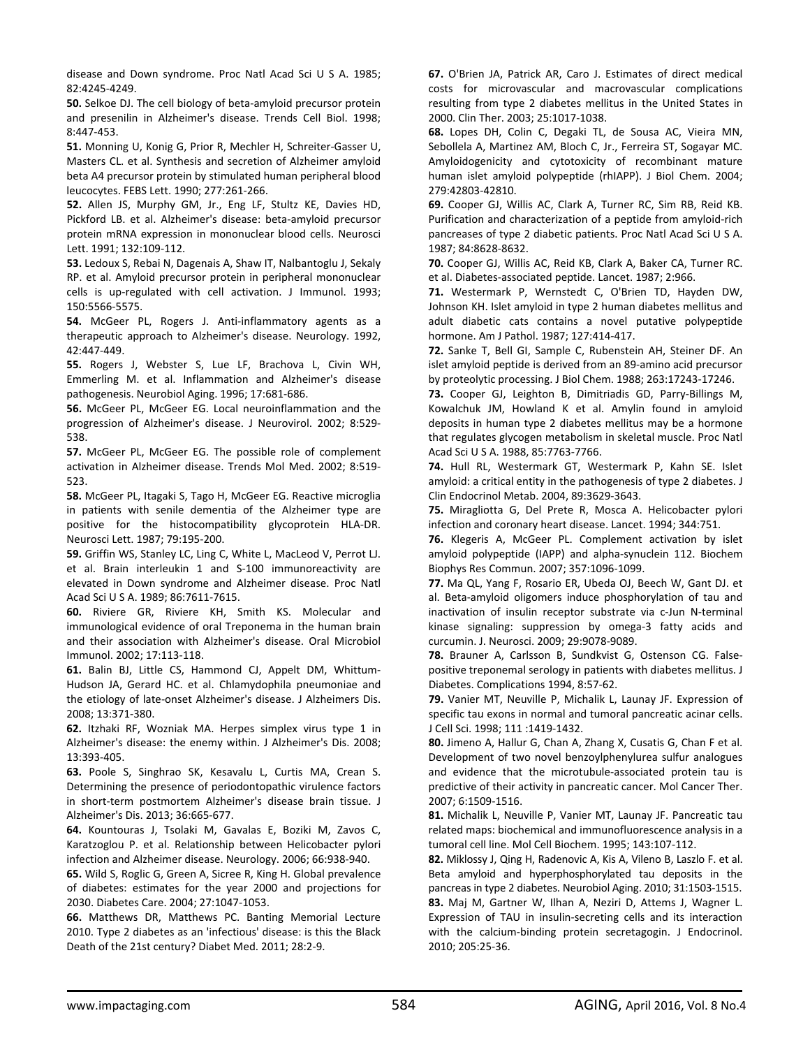disease and Down syndrome. Proc Natl Acad Sci U S A. 1985; 82:4245-4249.

**50.** Selkoe DJ. The cell biology of beta-amyloid precursor protein and presenilin in Alzheimer's disease. Trends Cell Biol. 1998; 8:447-453.

**51.** Monning U, Konig G, Prior R, Mechler H, Schreiter-Gasser U, Masters CL. et al. Synthesis and secretion of Alzheimer amyloid beta A4 precursor protein by stimulated human peripheral blood leucocytes. FEBS Lett. 1990; 277:261-266.

**52.** Allen JS, Murphy GM, Jr., Eng LF, Stultz KE, Davies HD, Pickford LB. et al. Alzheimer's disease: beta-amyloid precursor protein mRNA expression in mononuclear blood cells. Neurosci Lett. 1991; 132:109-112.

**53.** Ledoux S, Rebai N, Dagenais A, Shaw IT, Nalbantoglu J, Sekaly RP. et al. Amyloid precursor protein in peripheral mononuclear cells is up-regulated with cell activation. J Immunol. 1993; 150:5566-5575.

**54.** McGeer PL, Rogers J. Anti-inflammatory agents as a therapeutic approach to Alzheimer's disease. Neurology. 1992, 42:447-449.

**55.** Rogers J, Webster S, Lue LF, Brachova L, Civin WH, Emmerling M. et al. Inflammation and Alzheimer's disease pathogenesis. Neurobiol Aging. 1996; 17:681-686.

**56.** McGeer PL, McGeer EG. Local neuroinflammation and the progression of Alzheimer's disease. J Neurovirol. 2002; 8:529-538.

**57.** McGeer PL, McGeer EG. The possible role of complement activation in Alzheimer disease. Trends Mol Med. 2002; 8:519-523.

**58.** McGeer PL, Itagaki S, Tago H, McGeer EG. Reactive microglia in patients with senile dementia of the Alzheimer type are positive for the histocompatibility glycoprotein HLA-DR. Neurosci Lett. 1987; 79:195-200.

**59.** Griffin WS, Stanley LC, Ling C, White L, MacLeod V, Perrot LJ. et al. Brain interleukin 1 and S-100 immunoreactivity are elevated in Down syndrome and Alzheimer disease. Proc Natl Acad Sci U S A. 1989; 86:7611-7615.

**60.** Riviere GR, Riviere KH, Smith KS. Molecular and immunological evidence of oral Treponema in the human brain and their association with Alzheimer's disease. Oral Microbiol Immunol. 2002; 17:113-118.

**61.** Balin BJ, Little CS, Hammond CJ, Appelt DM, Whittum-Hudson JA, Gerard HC. et al. Chlamydophila pneumoniae and the etiology of late-onset Alzheimer's disease. J Alzheimers Dis. 2008; 13:371-380.

**62.** Itzhaki RF, Wozniak MA. Herpes simplex virus type 1 in Alzheimer's disease: the enemy within. J Alzheimer's Dis. 2008; 13:393-405.

**63.** Poole S, Singhrao SK, Kesavalu L, Curtis MA, Crean S. Determining the presence of periodontopathic virulence factors in short-term postmortem Alzheimer's disease brain tissue. J Alzheimer's Dis. 2013; 36:665-677.

**64.** Kountouras J, Tsolaki M, Gavalas E, Boziki M, Zavos C, Karatzoglou P. et al. Relationship between Helicobacter pylori infection and Alzheimer disease. Neurology. 2006; 66:938-940.

**65.** Wild S, Roglic G, Green A, Sicree R, King H. Global prevalence of diabetes: estimates for the year 2000 and projections for 2030. Diabetes Care. 2004; 27:1047-1053.

**66.** Matthews DR, Matthews PC. Banting Memorial Lecture 2010. Type 2 diabetes as an 'infectious' disease: is this the Black Death of the 21st century? Diabet Med. 2011; 28:2-9.

**67.** O'Brien JA, Patrick AR, Caro J. Estimates of direct medical costs for microvascular and macrovascular complications resulting from type 2 diabetes mellitus in the United States in 2000. Clin Ther. 2003; 25:1017-1038.

**68.** Lopes DH, Colin C, Degaki TL, de Sousa AC, Vieira MN, Sebollela A, Martinez AM, Bloch C, Jr., Ferreira ST, Sogayar MC. Amyloidogenicity and cytotoxicity of recombinant mature human islet amyloid polypeptide (rhIAPP). J Biol Chem. 2004; 279:42803-42810.

**69.** Cooper GJ, Willis AC, Clark A, Turner RC, Sim RB, Reid KB. Purification and characterization of a peptide from amyloid-rich pancreases of type 2 diabetic patients. Proc Natl Acad Sci U S A. 1987; 84:8628-8632.

**70.** Cooper GJ, Willis AC, Reid KB, Clark A, Baker CA, Turner RC. et al. Diabetes-associated peptide. Lancet. 1987; 2:966.

**71.** Westermark P, Wernstedt C, O'Brien TD, Hayden DW, Johnson KH. Islet amyloid in type 2 human diabetes mellitus and adult diabetic cats contains a novel putative polypeptide hormone. Am J Pathol. 1987; 127:414-417.

**72.** Sanke T, Bell GI, Sample C, Rubenstein AH, Steiner DF. An islet amyloid peptide is derived from an 89-amino acid precursor by proteolytic processing. J Biol Chem. 1988; 263:17243-17246.

**73.** Cooper GJ, Leighton B, Dimitriadis GD, Parry-Billings M, Kowalchuk JM, Howland K et al. Amylin found in amyloid deposits in human type 2 diabetes mellitus may be a hormone that regulates glycogen metabolism in skeletal muscle. Proc Natl Acad Sci U S A. 1988, 85:7763-7766.

**74.** Hull RL, Westermark GT, Westermark P, Kahn SE. Islet amyloid: a critical entity in the pathogenesis of type 2 diabetes. J Clin Endocrinol Metab. 2004, 89:3629-3643.

**75.** Miragliotta G, Del Prete R, Mosca A. Helicobacter pylori infection and coronary heart disease. Lancet. 1994; 344:751.

**76.** Klegeris A, McGeer PL. Complement activation by islet amyloid polypeptide (IAPP) and alpha-synuclein 112. Biochem Biophys Res Commun. 2007; 357:1096-1099.

**77.** Ma QL, Yang F, Rosario ER, Ubeda OJ, Beech W, Gant DJ. et al. Beta-amyloid oligomers induce phosphorylation of tau and inactivation of insulin receptor substrate via c-Jun N-terminal kinase signaling: suppression by omega-3 fatty acids and curcumin. J. Neurosci. 2009; 29:9078-9089.

**78.** Brauner A, Carlsson B, Sundkvist G, Ostenson CG. False-positive treponemal serology in patients with diabetes mellitus. J Diabetes. Complications 1994, 8:57-62.

**79.** Vanier MT, Neuville P, Michalik L, Launay JF. Expression of specific tau exons in normal and tumoral pancreatic acinar cells. J Cell Sci. 1998; 111 :1419-1432.

**80.** Jimeno A, Hallur G, Chan A, Zhang X, Cusatis G, Chan F et al. Development of two novel benzoylphenylurea sulfur analogues and evidence that the microtubule-associated protein tau is predictive of their activity in pancreatic cancer. Mol Cancer Ther. 2007; 6:1509-1516.

**81.** Michalik L, Neuville P, Vanier MT, Launay JF. Pancreatic tau related maps: biochemical and immunofluorescence analysis in a tumoral cell line. Mol Cell Biochem. 1995; 143:107-112.

**82.** Miklossy J, Qing H, Radenovic A, Kis A, Vileno B, Laszlo F. et al. Beta amyloid and hyperphosphorylated tau deposits in the pancreas in type 2 diabetes. Neurobiol Aging. 2010; 31:1503-1515.

**83.** Maj M, Gartner W, Ilhan A, Neziri D, Attems J, Wagner L. Expression of TAU in insulin-secreting cells and its interaction with the calcium-binding protein secretagogin. J Endocrinol. 2010; 205:25-36.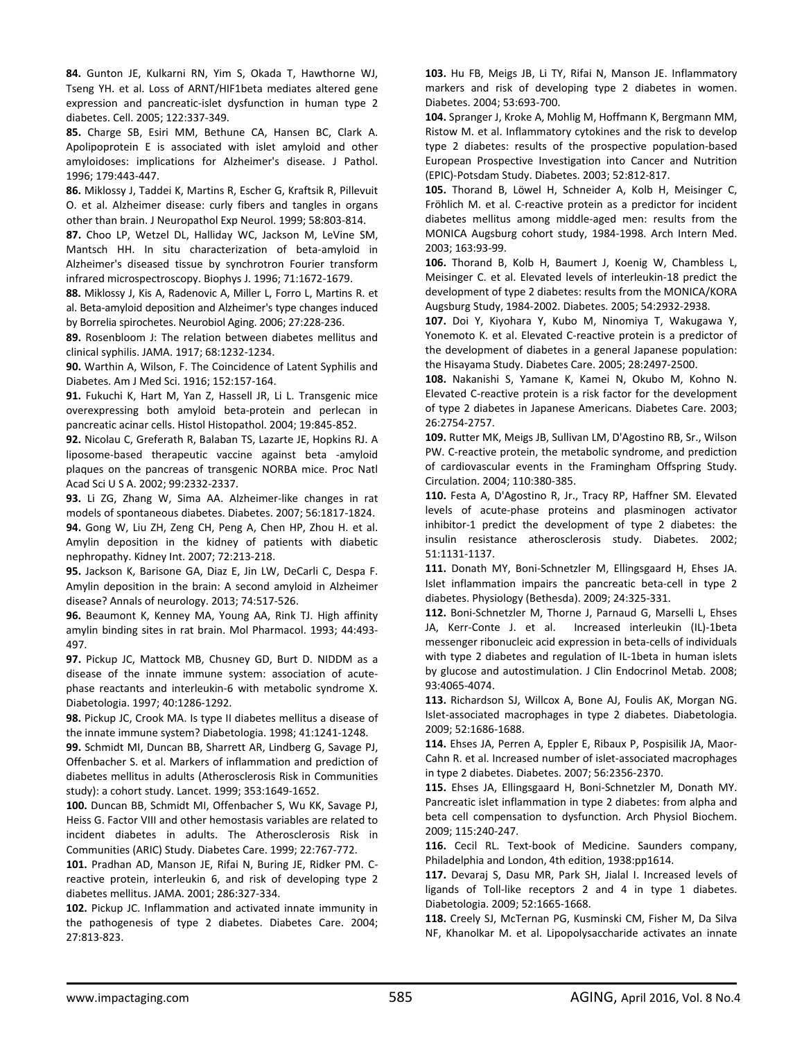**84.** Gunton JE, Kulkarni RN, Yim S, Okada T, Hawthorne WJ, Tseng YH. et al. Loss of ARNT/HIF1beta mediates altered gene expression and pancreatic-islet dysfunction in human type 2 diabetes. Cell. 2005; 122:337-349.

**85.** Charge SB, Esiri MM, Bethune CA, Hansen BC, Clark A. Apolipoprotein E is associated with islet amyloid and other amyloidoses: implications for Alzheimer's disease. J Pathol. 1996; 179:443-447.

**86.** Miklossy J, Taddei K, Martins R, Escher G, Kraftsik R, Pillevuit O. et al. Alzheimer disease: curly fibers and tangles in organs other than brain. J Neuropathol Exp Neurol. 1999; 58:803-814.

**87.** Choo LP, Wetzel DL, Halliday WC, Jackson M, LeVine SM, Mantsch HH. In situ characterization of beta-amyloid in Alzheimer's diseased tissue by synchrotron Fourier transform infrared microspectroscopy. Biophys J. 1996; 71:1672-1679.

**88.** Miklossy J, Kis A, Radenovic A, Miller L, Forro L, Martins R. et al. Beta-amyloid deposition and Alzheimer's type changes induced by Borrelia spirochetes. Neurobiol Aging. 2006; 27:228-236.

**89.** Rosenbloom J: The relation between diabetes mellitus and clinical syphilis. JAMA. 1917; 68:1232-1234.

**90.** Warthin A, Wilson, F. The Coincidence of Latent Syphilis and Diabetes. Am J Med Sci. 1916; 152:157-164.

**91.** Fukuchi K, Hart M, Yan Z, Hassell JR, Li L. Transgenic mice overexpressing both amyloid beta-protein and perlecan in pancreatic acinar cells. Histol Histopathol. 2004; 19:845-852.

**92.** Nicolau C, Greferath R, Balaban TS, Lazarte JE, Hopkins RJ. A liposome-based therapeutic vaccine against beta -amyloid plaques on the pancreas of transgenic NORBA mice. Proc Natl Acad Sci U S A. 2002; 99:2332-2337.

**93.** Li ZG, Zhang W, Sima AA. Alzheimer-like changes in rat models of spontaneous diabetes. Diabetes. 2007; 56:1817-1824.

**94.** Gong W, Liu ZH, Zeng CH, Peng A, Chen HP, Zhou H. et al. Amylin deposition in the kidney of patients with diabetic nephropathy. Kidney Int. 2007; 72:213-218.

**95.** Jackson K, Barisone GA, Diaz E, Jin LW, DeCarli C, Despa F. Amylin deposition in the brain: A second amyloid in Alzheimer disease? Annals of neurology. 2013; 74:517-526.

**96.** Beaumont K, Kenney MA, Young AA, Rink TJ. High affinity amylin binding sites in rat brain. Mol Pharmacol. 1993; 44:493-497.

**97.** Pickup JC, Mattock MB, Chusney GD, Burt D. NIDDM as a disease of the innate immune system: association of acute-phase reactants and interleukin-6 with metabolic syndrome X. Diabetologia. 1997; 40:1286-1292.

**98.** Pickup JC, Crook MA. Is type II diabetes mellitus a disease of the innate immune system? Diabetologia. 1998; 41:1241-1248.

**99.** Schmidt MI, Duncan BB, Sharrett AR, Lindberg G, Savage PJ, Offenbacher S. et al. Markers of inflammation and prediction of diabetes mellitus in adults (Atherosclerosis Risk in Communities study): a cohort study. Lancet. 1999; 353:1649-1652.

**100.** Duncan BB, Schmidt MI, Offenbacher S, Wu KK, Savage PJ, Heiss G. Factor VIII and other hemostasis variables are related to incident diabetes in adults. The Atherosclerosis Risk in Communities (ARIC) Study. Diabetes Care. 1999; 22:767-772.

**101.** Pradhan AD, Manson JE, Rifai N, Buring JE, Ridker PM. C-reactive protein, interleukin 6, and risk of developing type 2 diabetes mellitus. JAMA. 2001; 286:327-334.

**102.** Pickup JC. Inflammation and activated innate immunity in the pathogenesis of type 2 diabetes. Diabetes Care. 2004; 27:813-823.

**103.** Hu FB, Meigs JB, Li TY, Rifai N, Manson JE. Inflammatory markers and risk of developing type 2 diabetes in women. Diabetes. 2004; 53:693-700.

**104.** Spranger J, Kroke A, Mohlig M, Hoffmann K, Bergmann MM, Ristow M. et al. Inflammatory cytokines and the risk to develop type 2 diabetes: results of the prospective population-based European Prospective Investigation into Cancer and Nutrition (EPIC)-Potsdam Study. Diabetes. 2003; 52:812-817.

**105.** Thorand B, Löwel H, Schneider A, Kolb H, Meisinger C, Fröhlich M. et al. C-reactive protein as a predictor for incident diabetes mellitus among middle-aged men: results from the MONICA Augsburg cohort study, 1984-1998. Arch Intern Med. 2003; 163:93-99.

**106.** Thorand B, Kolb H, Baumert J, Koenig W, Chambless L, Meisinger C. et al. Elevated levels of interleukin-18 predict the development of type 2 diabetes: results from the MONICA/KORA Augsburg Study, 1984-2002. Diabetes. 2005; 54:2932-2938.

**107.** Doi Y, Kiyohara Y, Kubo M, Ninomiya T, Wakugawa Y, Yonemoto K. et al. Elevated C-reactive protein is a predictor of the development of diabetes in a general Japanese population: the Hisayama Study. Diabetes Care. 2005; 28:2497-2500.

**108.** Nakanishi S, Yamane K, Kamei N, Okubo M, Kohno N. Elevated C-reactive protein is a risk factor for the development of type 2 diabetes in Japanese Americans. Diabetes Care. 2003; 26:2754-2757.

**109.** Rutter MK, Meigs JB, Sullivan LM, D'Agostino RB, Sr., Wilson PW. C-reactive protein, the metabolic syndrome, and prediction of cardiovascular events in the Framingham Offspring Study. Circulation. 2004; 110:380-385.

**110.** Festa A, D'Agostino R, Jr., Tracy RP, Haffner SM. Elevated levels of acute-phase proteins and plasminogen activator inhibitor-1 predict the development of type 2 diabetes: the insulin resistance atherosclerosis study. Diabetes. 2002; 51:1131-1137.

**111.** Donath MY, Boni-Schnetzler M, Ellingsgaard H, Ehses JA. Islet inflammation impairs the pancreatic beta-cell in type 2 diabetes. Physiology (Bethesda). 2009; 24:325-331.

**112.** Boni-Schnetzler M, Thorne J, Parnaud G, Marselli L, Ehses JA, Kerr-Conte J. et al. Increased interleukin (IL)-1beta messenger ribonucleic acid expression in beta-cells of individuals with type 2 diabetes and regulation of IL-1beta in human islets by glucose and autostimulation. J Clin Endocrinol Metab. 2008; 93:4065-4074.

**113.** Richardson SJ, Willcox A, Bone AJ, Foulis AK, Morgan NG. Islet-associated macrophages in type 2 diabetes. Diabetologia. 2009; 52:1686-1688.

**114.** Ehses JA, Perren A, Eppler E, Ribaux P, Pospisilik JA, Maor-Cahn R. et al. Increased number of islet-associated macrophages in type 2 diabetes. Diabetes. 2007; 56:2356-2370.

**115.** Ehses JA, Ellingsgaard H, Boni-Schnetzler M, Donath MY. Pancreatic islet inflammation in type 2 diabetes: from alpha and beta cell compensation to dysfunction. Arch Physiol Biochem. 2009; 115:240-247.

**116.** Cecil RL. Text-book of Medicine. Saunders company, Philadelphia and London, 4th edition, 1938:pp1614.

**117.** Devaraj S, Dasu MR, Park SH, Jialal I. Increased levels of ligands of Toll-like receptors 2 and 4 in type 1 diabetes. Diabetologia. 2009; 52:1665-1668.

**118.** Creely SJ, McTernan PG, Kusminski CM, Fisher M, Da Silva NF, Khanolkar M. et al. Lipopolysaccharide activates an innate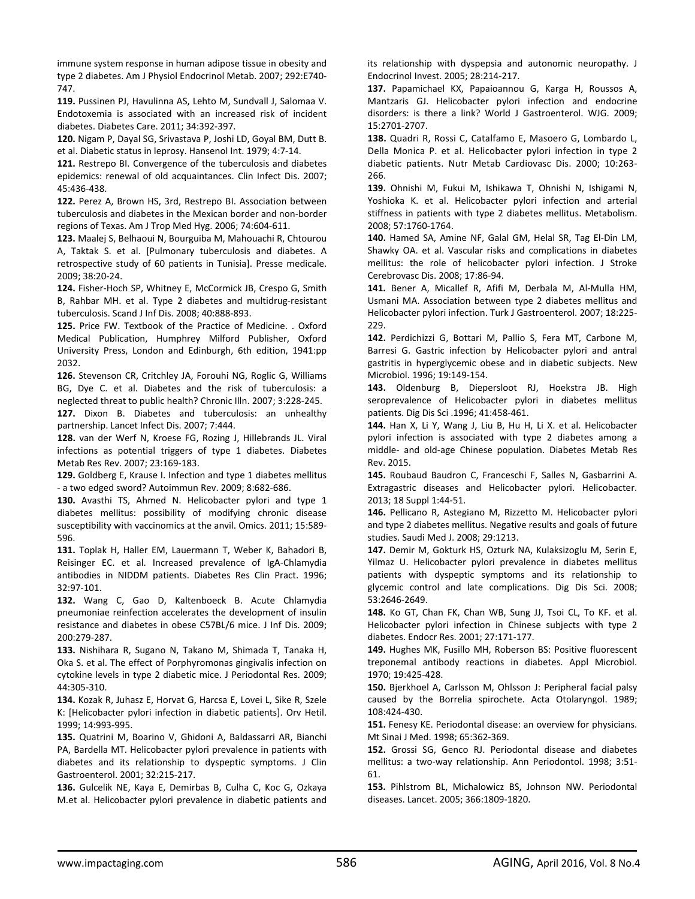immune system response in human adipose tissue in obesity and type 2 diabetes. Am J Physiol Endocrinol Metab. 2007; 292:E740-747.

**119.** Pussinen PJ, Havulinna AS, Lehto M, Sundvall J, Salomaa V. Endotoxemia is associated with an increased risk of incident diabetes. Diabetes Care. 2011; 34:392-397.

**120.** Nigam P, Dayal SG, Srivastava P, Joshi LD, Goyal BM, Dutt B. et al. Diabetic status in leprosy. Hansenol Int. 1979; 4:7-14.

**121.** Restrepo BI. Convergence of the tuberculosis and diabetes epidemics: renewal of old acquaintances. Clin Infect Dis. 2007; 45:436-438.

**122.** Perez A, Brown HS, 3rd, Restrepo BI. Association between tuberculosis and diabetes in the Mexican border and non-border regions of Texas. Am J Trop Med Hyg. 2006; 74:604-611.

**123.** Maalej S, Belhaoui N, Bourguiba M, Mahouachi R, Chtourou A, Taktak S. et al. [Pulmonary tuberculosis and diabetes. A retrospective study of 60 patients in Tunisia]. Presse medicale. 2009; 38:20-24.

**124.** Fisher-Hoch SP, Whitney E, McCormick JB, Crespo G, Smith B, Rahbar MH. et al. Type 2 diabetes and multidrug-resistant tuberculosis. Scand J Inf Dis. 2008; 40:888-893.

**125.** Price FW. Textbook of the Practice of Medicine. . Oxford Medical Publication, Humphrey Milford Publisher, Oxford University Press, London and Edinburgh, 6th edition, 1941:pp 2032.

**126.** Stevenson CR, Critchley JA, Forouhi NG, Roglic G, Williams BG, Dye C. et al. Diabetes and the risk of tuberculosis: a neglected threat to public health? Chronic Illn. 2007; 3:228-245.

**127.** Dixon B. Diabetes and tuberculosis: an unhealthy partnership. Lancet Infect Dis. 2007; 7:444.

**128.** van der Werf N, Kroese FG, Rozing J, Hillebrands JL. Viral infections as potential triggers of type 1 diabetes. Diabetes Metab Res Rev. 2007; 23:169-183.

**129.** Goldberg E, Krause I. Infection and type 1 diabetes mellitus - a two edged sword? Autoimmun Rev. 2009; 8:682-686.

**130.** Avasthi TS, Ahmed N. Helicobacter pylori and type 1 diabetes mellitus: possibility of modifying chronic disease susceptibility with vaccinomics at the anvil. Omics. 2011; 15:589-596.

**131.** Toplak H, Haller EM, Lauermann T, Weber K, Bahadori B, Reisinger EC. et al. Increased prevalence of IgA-Chlamydia antibodies in NIDDM patients. Diabetes Res Clin Pract. 1996; 32:97-101.

**132.** Wang C, Gao D, Kaltenboeck B. Acute Chlamydia pneumoniae reinfection accelerates the development of insulin resistance and diabetes in obese C57BL/6 mice. J Inf Dis. 2009; 200:279-287.

**133.** Nishihara R, Sugano N, Takano M, Shimada T, Tanaka H, Oka S. et al. The effect of Porphyromonas gingivalis infection on cytokine levels in type 2 diabetic mice. J Periodontal Res. 2009; 44:305-310.

**134.** Kozak R, Juhasz E, Horvat G, Harcsa E, Lovei L, Sike R, Szele K: [Helicobacter pylori infection in diabetic patients]. Orv Hetil. 1999; 14:993-995.

**135.** Quatrini M, Boarino V, Ghidoni A, Baldassarri AR, Bianchi PA, Bardella MT. Helicobacter pylori prevalence in patients with diabetes and its relationship to dyspeptic symptoms. J Clin Gastroenterol. 2001; 32:215-217.

**136.** Gulcelik NE, Kaya E, Demirbas B, Culha C, Koc G, Ozkaya M.et al. Helicobacter pylori prevalence in diabetic patients and its relationship with dyspepsia and autonomic neuropathy. J Endocrinol Invest. 2005; 28:214-217.

**137.** Papamichael KX, Papaioannou G, Karga H, Roussos A, Mantzaris GJ. Helicobacter pylori infection and endocrine disorders: is there a link? World J Gastroenterol. WJG. 2009; 15:2701-2707.

**138.** Quadri R, Rossi C, Catalfamo E, Masoero G, Lombardo L, Della Monica P. et al. Helicobacter pylori infection in type 2 diabetic patients. Nutr Metab Cardiovasc Dis. 2000; 10:263-266.

**139.** Ohnishi M, Fukui M, Ishikawa T, Ohnishi N, Ishigami N, Yoshioka K. et al. Helicobacter pylori infection and arterial stiffness in patients with type 2 diabetes mellitus. Metabolism. 2008; 57:1760-1764.

**140.** Hamed SA, Amine NF, Galal GM, Helal SR, Tag El-Din LM, Shawky OA. et al. Vascular risks and complications in diabetes mellitus: the role of helicobacter pylori infection. J Stroke Cerebrovasc Dis. 2008; 17:86-94.

**141.** Bener A, Micallef R, Afifi M, Derbala M, Al-Mulla HM, Usmani MA. Association between type 2 diabetes mellitus and Helicobacter pylori infection. Turk J Gastroenterol. 2007; 18:225-229.

**142.** Perdichizzi G, Bottari M, Pallio S, Fera MT, Carbone M, Barresi G. Gastric infection by Helicobacter pylori and antral gastritis in hyperglycemic obese and in diabetic subjects. New Microbiol. 1996; 19:149-154.

**143.** Oldenburg B, Diepersloot RJ, Hoekstra JB. High seroprevalence of Helicobacter pylori in diabetes mellitus patients. Dig Dis Sci .1996; 41:458-461.

**144.** Han X, Li Y, Wang J, Liu B, Hu H, Li X. et al. Helicobacter pylori infection is associated with type 2 diabetes among a middle- and old-age Chinese population. Diabetes Metab Res Rev. 2015.

**145.** Roubaud Baudron C, Franceschi F, Salles N, Gasbarrini A. Extragastric diseases and Helicobacter pylori. Helicobacter. 2013; 18 Suppl 1:44-51.

**146.** Pellicano R, Astegiano M, Rizzetto M. Helicobacter pylori and type 2 diabetes mellitus. Negative results and goals of future studies. Saudi Med J. 2008; 29:1213.

**147.** Demir M, Gokturk HS, Ozturk NA, Kulaksizoglu M, Serin E, Yilmaz U. Helicobacter pylori prevalence in diabetes mellitus patients with dyspeptic symptoms and its relationship to glycemic control and late complications. Dig Dis Sci. 2008; 53:2646-2649.

**148.** Ko GT, Chan FK, Chan WB, Sung JJ, Tsoi CL, To KF. et al. Helicobacter pylori infection in Chinese subjects with type 2 diabetes. Endocr Res. 2001; 27:171-177.

**149.** Hughes MK, Fusillo MH, Roberson BS: Positive fluorescent treponemal antibody reactions in diabetes. Appl Microbiol. 1970; 19:425-428.

**150.** Bjerkhoel A, Carlsson M, Ohlsson J: Peripheral facial palsy caused by the Borrelia spirochete. Acta Otolaryngol. 1989; 108:424-430.

**151.** Fenesy KE. Periodontal disease: an overview for physicians. Mt Sinai J Med. 1998; 65:362-369.

**152.** Grossi SG, Genco RJ. Periodontal disease and diabetes mellitus: a two-way relationship. Ann Periodontol. 1998; 3:51-61.

**153.** Pihlstrom BL, Michalowicz BS, Johnson NW. Periodontal diseases. Lancet. 2005; 366:1809-1820.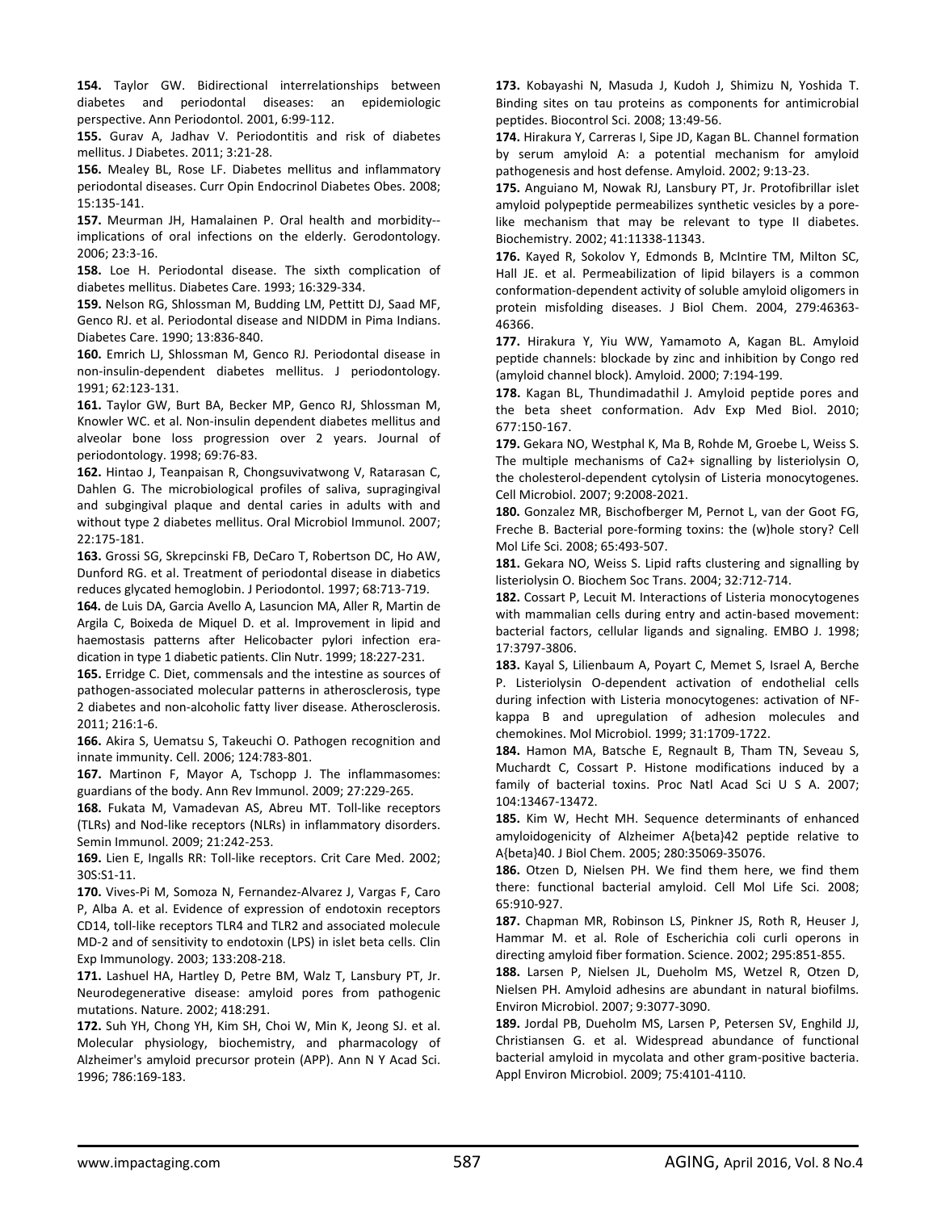**154.** Taylor GW. Bidirectional interrelationships between diabetes and periodontal diseases: an epidemiologic perspective. Ann Periodontol. 2001, 6:99-112.

**155.** Gurav A, Jadhav V. Periodontitis and risk of diabetes mellitus. J Diabetes. 2011; 3:21-28.

**156.** Mealey BL, Rose LF. Diabetes mellitus and inflammatory periodontal diseases. Curr Opin Endocrinol Diabetes Obes. 2008; 15:135-141.

**157.** Meurman JH, Hamalainen P. Oral health and morbidity--implications of oral infections on the elderly. Gerodontology. 2006; 23:3-16.

**158.** Loe H. Periodontal disease. The sixth complication of diabetes mellitus. Diabetes Care. 1993; 16:329-334.

**159.** Nelson RG, Shlossman M, Budding LM, Pettitt DJ, Saad MF, Genco RJ. et al. Periodontal disease and NIDDM in Pima Indians. Diabetes Care. 1990; 13:836-840.

**160.** Emrich LJ, Shlossman M, Genco RJ. Periodontal disease in non-insulin-dependent diabetes mellitus. J periodontology. 1991; 62:123-131.

**161.** Taylor GW, Burt BA, Becker MP, Genco RJ, Shlossman M, Knowler WC. et al. Non-insulin dependent diabetes mellitus and alveolar bone loss progression over 2 years. Journal of periodontology. 1998; 69:76-83.

**162.** Hintao J, Teanpaisan R, Chongsuvivatwong V, Ratarasan C, Dahlen G. The microbiological profiles of saliva, supragingival and subgingival plaque and dental caries in adults with and without type 2 diabetes mellitus. Oral Microbiol Immunol. 2007; 22:175-181.

**163.** Grossi SG, Skrepcinski FB, DeCaro T, Robertson DC, Ho AW, Dunford RG. et al. Treatment of periodontal disease in diabetics reduces glycated hemoglobin. J Periodontol. 1997; 68:713-719.

**164.** de Luis DA, Garcia Avello A, Lasuncion MA, Aller R, Martin de Argila C, Boixeda de Miquel D. et al. Improvement in lipid and haemostasis patterns after Helicobacter pylori infection eradication in type 1 diabetic patients. Clin Nutr. 1999; 18:227-231.

**165.** Erridge C. Diet, commensals and the intestine as sources of pathogen-associated molecular patterns in atherosclerosis, type 2 diabetes and non-alcoholic fatty liver disease. Atherosclerosis. 2011; 216:1-6.

**166.** Akira S, Uematsu S, Takeuchi O. Pathogen recognition and innate immunity. Cell. 2006; 124:783-801.

**167.** Martinon F, Mayor A, Tschopp J. The inflammasomes: guardians of the body. Ann Rev Immunol. 2009; 27:229-265.

**168.** Fukata M, Vamadevan AS, Abreu MT. Toll-like receptors (TLRs) and Nod-like receptors (NLRs) in inflammatory disorders. Semin Immunol. 2009; 21:242-253.

**169.** Lien E, Ingalls RR: Toll-like receptors. Crit Care Med. 2002; 30S:S1-11.

**170.** Vives-Pi M, Somoza N, Fernandez-Alvarez J, Vargas F, Caro P, Alba A. et al. Evidence of expression of endotoxin receptors CD14, toll-like receptors TLR4 and TLR2 and associated molecule MD-2 and of sensitivity to endotoxin (LPS) in islet beta cells. Clin Exp Immunology. 2003; 133:208-218.

**171.** Lashuel HA, Hartley D, Petre BM, Walz T, Lansbury PT, Jr. Neurodegenerative disease: amyloid pores from pathogenic mutations. Nature. 2002; 418:291.

**172.** Suh YH, Chong YH, Kim SH, Choi W, Min K, Jeong SJ. et al. Molecular physiology, biochemistry, and pharmacology of Alzheimer's amyloid precursor protein (APP). Ann N Y Acad Sci. 1996; 786:169-183.

**173.** Kobayashi N, Masuda J, Kudoh J, Shimizu N, Yoshida T. Binding sites on tau proteins as components for antimicrobial peptides. Biocontrol Sci. 2008; 13:49-56.

**174.** Hirakura Y, Carreras I, Sipe JD, Kagan BL. Channel formation by serum amyloid A: a potential mechanism for amyloid pathogenesis and host defense. Amyloid. 2002; 9:13-23.

**175.** Anguiano M, Nowak RJ, Lansbury PT, Jr. Protofibrillar islet amyloid polypeptide permeabilizes synthetic vesicles by a pore-like mechanism that may be relevant to type II diabetes. Biochemistry. 2002; 41:11338-11343.

**176.** Kayed R, Sokolov Y, Edmonds B, McIntire TM, Milton SC, Hall JE. et al. Permeabilization of lipid bilayers is a common conformation-dependent activity of soluble amyloid oligomers in protein misfolding diseases. J Biol Chem. 2004, 279:46363-46366.

**177.** Hirakura Y, Yiu WW, Yamamoto A, Kagan BL. Amyloid peptide channels: blockade by zinc and inhibition by Congo red (amyloid channel block). Amyloid. 2000; 7:194-199.

**178.** Kagan BL, Thundimadathil J. Amyloid peptide pores and the beta sheet conformation. Adv Exp Med Biol. 2010; 677:150-167.

**179.** Gekara NO, Westphal K, Ma B, Rohde M, Groebe L, Weiss S. The multiple mechanisms of Ca2+ signalling by listeriolysin O, the cholesterol-dependent cytolysin of Listeria monocytogenes. Cell Microbiol. 2007; 9:2008-2021.

**180.** Gonzalez MR, Bischofberger M, Pernot L, van der Goot FG, Freche B. Bacterial pore-forming toxins: the (w)hole story? Cell Mol Life Sci. 2008; 65:493-507.

**181.** Gekara NO, Weiss S. Lipid rafts clustering and signalling by listeriolysin O. Biochem Soc Trans. 2004; 32:712-714.

**182.** Cossart P, Lecuit M. Interactions of Listeria monocytogenes with mammalian cells during entry and actin-based movement: bacterial factors, cellular ligands and signaling. EMBO J. 1998; 17:3797-3806.

**183.** Kayal S, Lilienbaum A, Poyart C, Memet S, Israel A, Berche P. Listeriolysin O-dependent activation of endothelial cells during infection with Listeria monocytogenes: activation of NF-kappa B and upregulation of adhesion molecules and chemokines. Mol Microbiol. 1999; 31:1709-1722.

**184.** Hamon MA, Batsche E, Regnault B, Tham TN, Seveau S, Muchardt C, Cossart P. Histone modifications induced by a family of bacterial toxins. Proc Natl Acad Sci U S A. 2007; 104:13467-13472.

**185.** Kim W, Hecht MH. Sequence determinants of enhanced amyloidogenicity of Alzheimer A{beta}42 peptide relative to A{beta}40. J Biol Chem. 2005; 280:35069-35076.

**186.** Otzen D, Nielsen PH. We find them here, we find them there: functional bacterial amyloid. Cell Mol Life Sci. 2008; 65:910-927.

**187.** Chapman MR, Robinson LS, Pinkner JS, Roth R, Heuser J, Hammar M. et al. Role of Escherichia coli curli operons in directing amyloid fiber formation. Science. 2002; 295:851-855.

**188.** Larsen P, Nielsen JL, Dueholm MS, Wetzel R, Otzen D, Nielsen PH. Amyloid adhesins are abundant in natural biofilms. Environ Microbiol. 2007; 9:3077-3090.

**189.** Jordal PB, Dueholm MS, Larsen P, Petersen SV, Enghild JJ, Christiansen G. et al. Widespread abundance of functional bacterial amyloid in mycolata and other gram-positive bacteria. Appl Environ Microbiol. 2009; 75:4101-4110.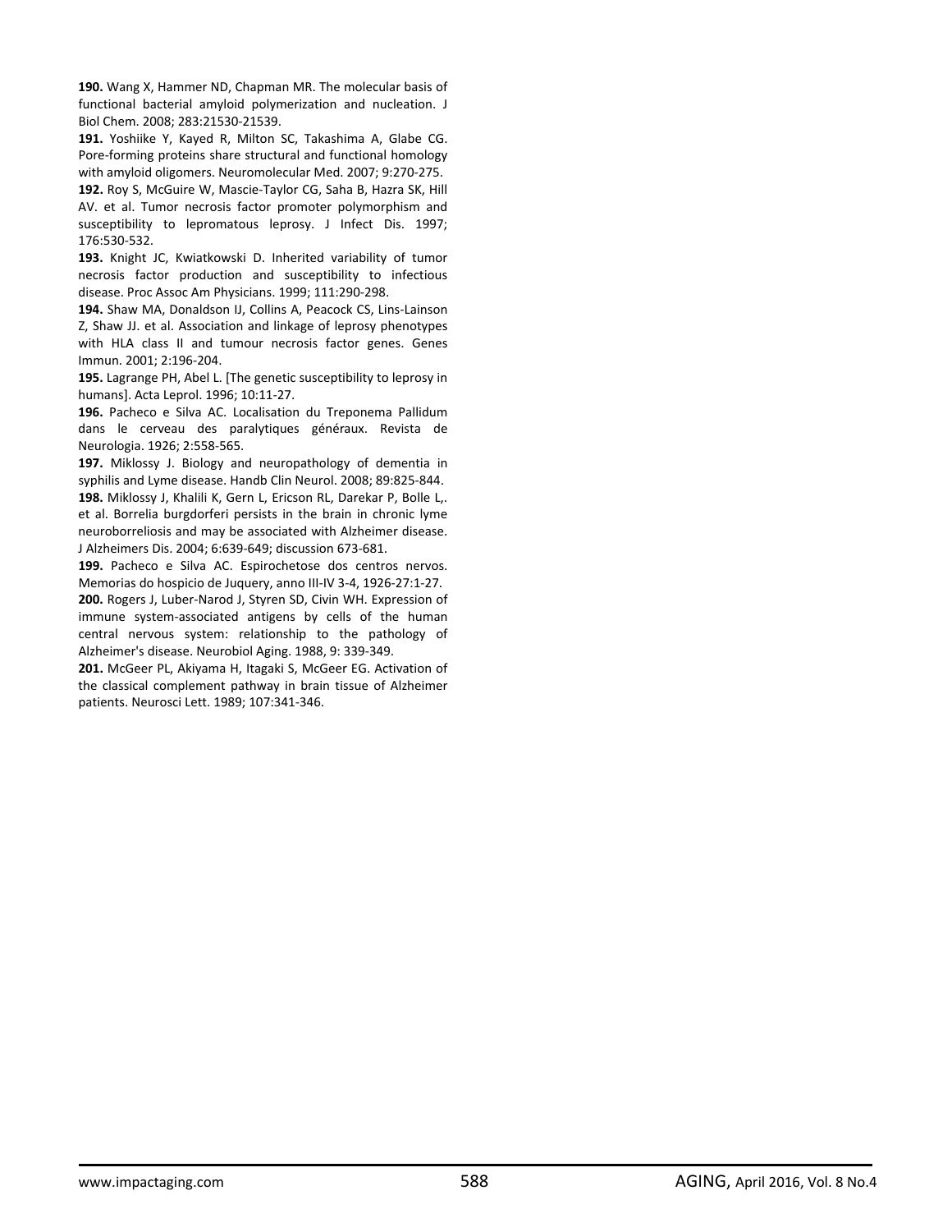**190.** Wang X, Hammer ND, Chapman MR. The molecular basis of functional bacterial amyloid polymerization and nucleation. J Biol Chem. 2008; 283:21530-21539.

**191.** Yoshiike Y, Kayed R, Milton SC, Takashima A, Glabe CG. Pore-forming proteins share structural and functional homology with amyloid oligomers. Neuromolecular Med. 2007; 9:270-275.

**192.** Roy S, McGuire W, Mascie-Taylor CG, Saha B, Hazra SK, Hill AV. et al. Tumor necrosis factor promoter polymorphism and susceptibility to lepromatous leprosy. J Infect Dis. 1997; 176:530-532.

**193.** Knight JC, Kwiatkowski D. Inherited variability of tumor necrosis factor production and susceptibility to infectious disease. Proc Assoc Am Physicians. 1999; 111:290-298.

**194.** Shaw MA, Donaldson IJ, Collins A, Peacock CS, Lins-Lainson Z, Shaw JJ. et al. Association and linkage of leprosy phenotypes with HLA class II and tumour necrosis factor genes. Genes Immun. 2001; 2:196-204.

**195.** Lagrange PH, Abel L. [The genetic susceptibility to leprosy in humans]. Acta Leprol. 1996; 10:11-27.

**196.** Pacheco e Silva AC. Localisation du Treponema Pallidum dans le cerveau des paralytiques généraux. Revista de Neurologia. 1926; 2:558-565.

**197.** Miklossy J. Biology and neuropathology of dementia in syphilis and Lyme disease. Handb Clin Neurol. 2008; 89:825-844.

**198.** Miklossy J, Khalili K, Gern L, Ericson RL, Darekar P, Bolle L,. et al. Borrelia burgdorferi persists in the brain in chronic lyme neuroborreliosis and may be associated with Alzheimer disease. J Alzheimers Dis. 2004; 6:639-649; discussion 673-681.

**199.** Pacheco e Silva AC. Espirochetose dos centros nervos. Memorias do hospicio de Juquery, anno III-IV 3-4, 1926-27:1-27.

**200.** Rogers J, Luber-Narod J, Styren SD, Civin WH. Expression of immune system-associated antigens by cells of the human central nervous system: relationship to the pathology of Alzheimer's disease. Neurobiol Aging. 1988, 9: 339-349.

**201.** McGeer PL, Akiyama H, Itagaki S, McGeer EG. Activation of the classical complement pathway in brain tissue of Alzheimer patients. Neurosci Lett. 1989; 107:341-346.